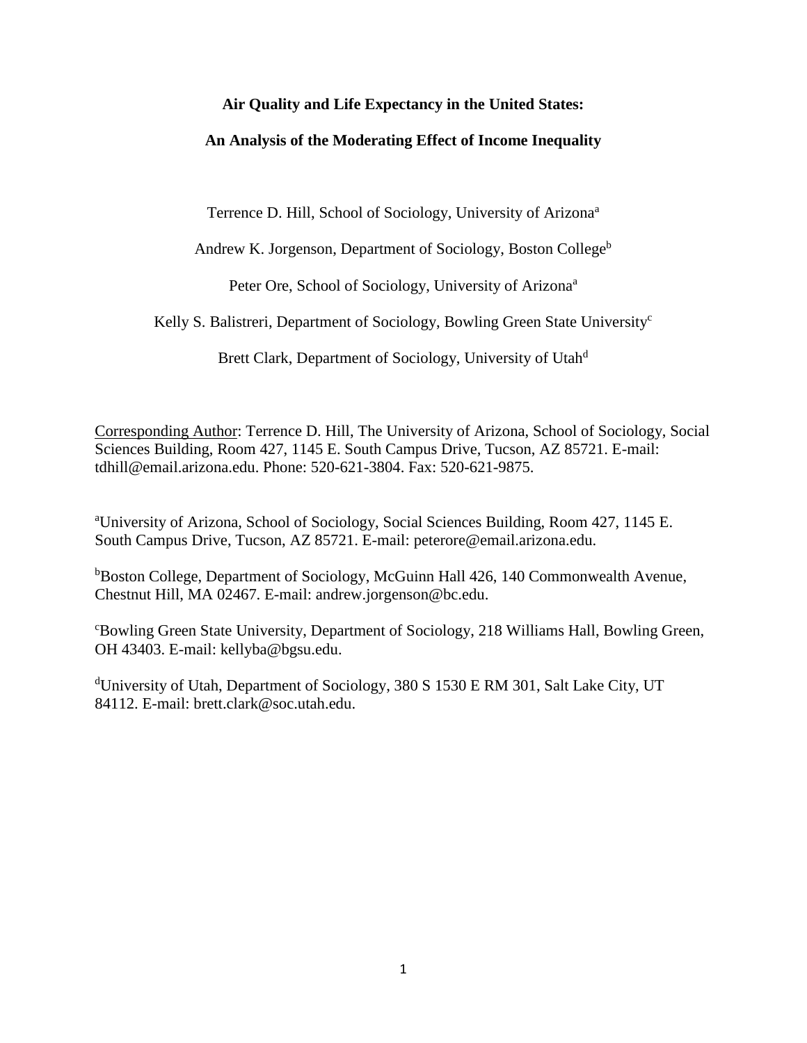# Air Quality and Life Expectancy in the United States:

# An Analysis of the Moderating Effect of Income Inequality

Terrence D. Hill, School of Sociology, University of Arizona[a]

Andrew K. Jorgenson, Department of Sociology, Boston College[b]

Peter Ore, School of Sociology, University of Arizona[a]

Kelly S. Balistreri, Department of Sociology, Bowling Green State University[c]

Brett Clark, Department of Sociology, University of Utah[d]

Corresponding Author: Terrence D. Hill, The University of Arizona, School of Sociology, Social Sciences Building, Room 427, 1145 E. South Campus Drive, Tucson, AZ 85721. E-mail: tdhill@email.arizona.edu. Phone: 520-621-3804. Fax: 520-621-9875.

[a]University of Arizona, School of Sociology, Social Sciences Building, Room 427, 1145 E. South Campus Drive, Tucson, AZ 85721. E-mail: peterore@email.arizona.edu.

[b]Boston College, Department of Sociology, McGuinn Hall 426, 140 Commonwealth Avenue, Chestnut Hill, MA 02467. E-mail: andrew.jorgenson@bc.edu.

[c]Bowling Green State University, Department of Sociology, 218 Williams Hall, Bowling Green, OH 43403. E-mail: kellyba@bgsu.edu.

[d]University of Utah, Department of Sociology, 380 S 1530 E RM 301, Salt Lake City, UT 84112. E-mail: brett.clark@soc.utah.edu.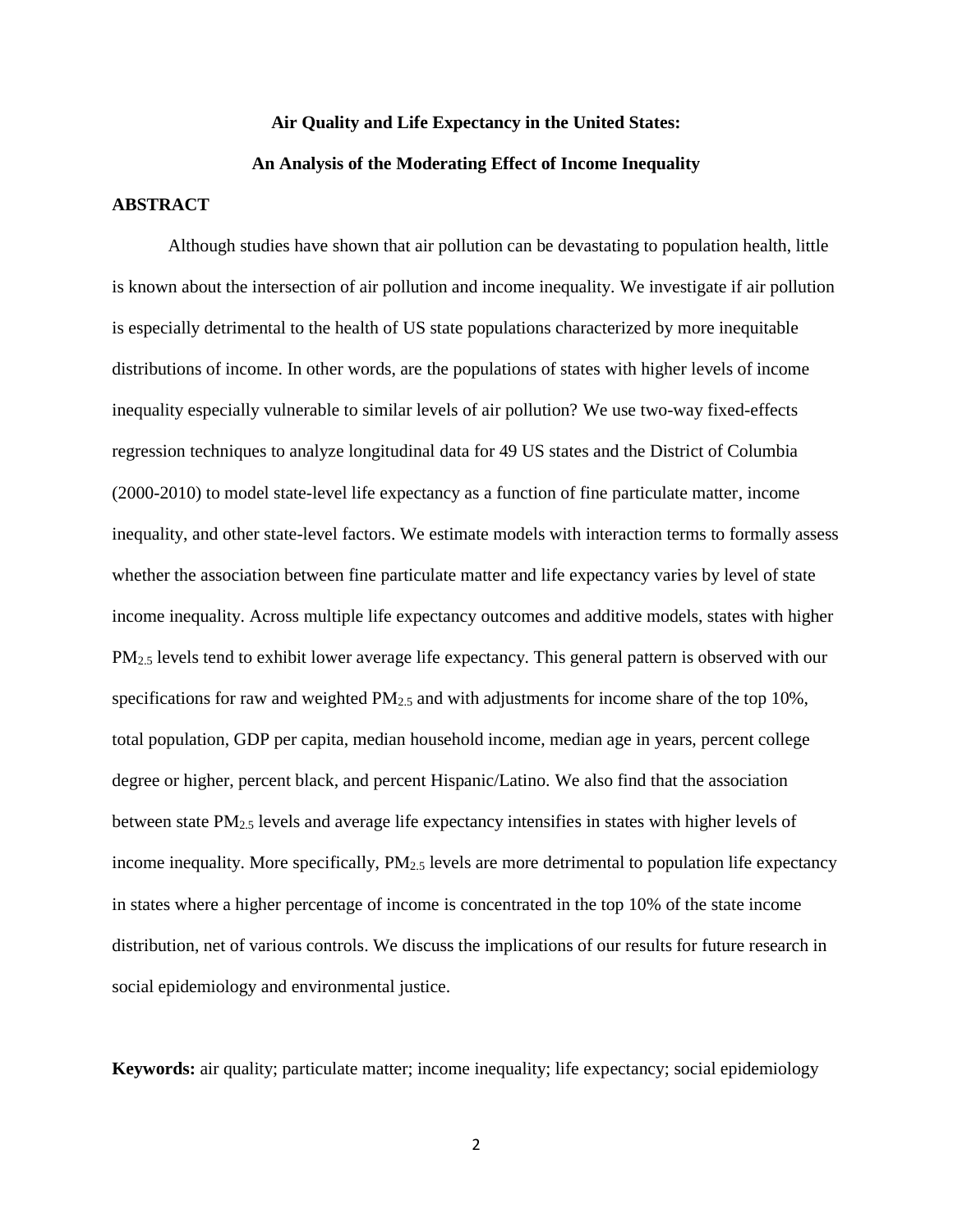**Air Quality and Life Expectancy in the United States:**

**An Analysis of the Moderating Effect of Income Inequality**

## ABSTRACT

Although studies have shown that air pollution can be devastating to population health, little is known about the intersection of air pollution and income inequality. We investigate if air pollution is especially detrimental to the health of US state populations characterized by more inequitable distributions of income. In other words, are the populations of states with higher levels of income inequality especially vulnerable to similar levels of air pollution? We use two-way fixed-effects regression techniques to analyze longitudinal data for 49 US states and the District of Columbia (2000-2010) to model state-level life expectancy as a function of fine particulate matter, income inequality, and other state-level factors. We estimate models with interaction terms to formally assess whether the association between fine particulate matter and life expectancy varies by level of state income inequality. Across multiple life expectancy outcomes and additive models, states with higher $PM_{2.5}$ levels tend to exhibit lower average life expectancy. This general pattern is observed with our specifications for raw and weighted $PM_{2.5}$ and with adjustments for income share of the top 10%, total population, GDP per capita, median household income, median age in years, percent college degree or higher, percent black, and percent Hispanic/Latino. We also find that the association between state $PM_{2.5}$ levels and average life expectancy intensifies in states with higher levels of income inequality. More specifically, $PM_{2.5}$ levels are more detrimental to population life expectancy in states where a higher percentage of income is concentrated in the top 10% of the state income distribution, net of various controls. We discuss the implications of our results for future research in social epidemiology and environmental justice.

**Keywords:** air quality; particulate matter; income inequality; life expectancy; social epidemiology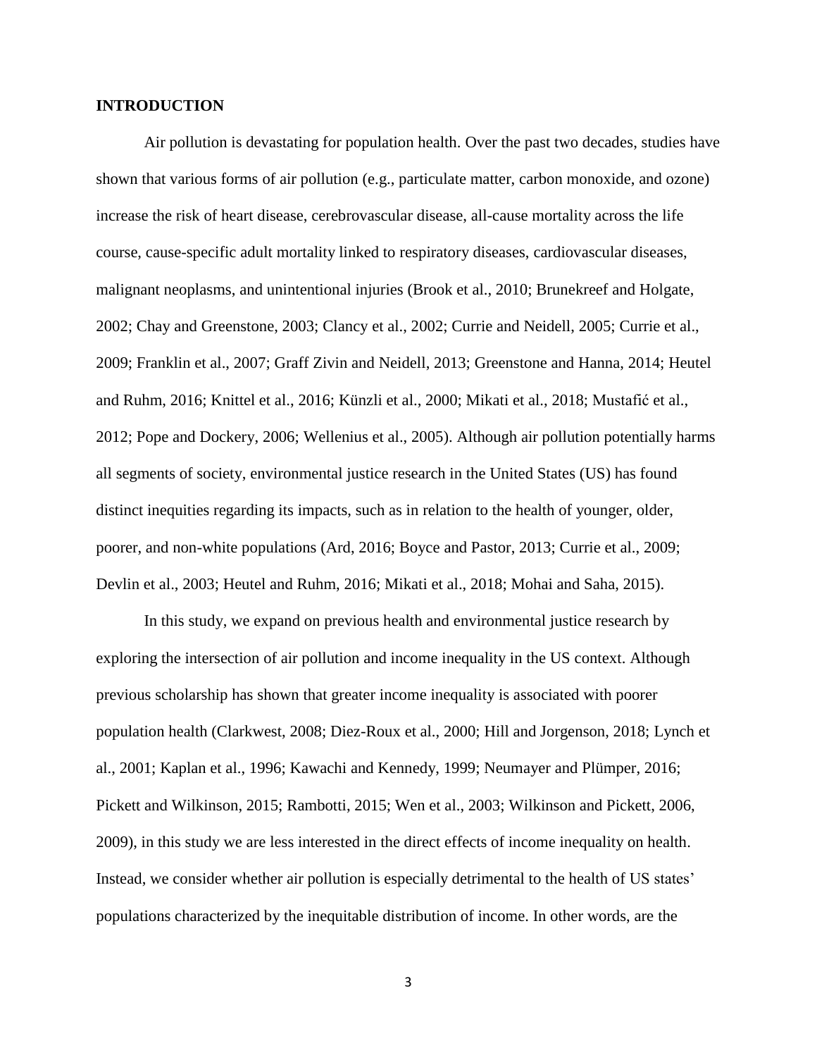## INTRODUCTION

Air pollution is devastating for population health. Over the past two decades, studies have shown that various forms of air pollution (e.g., particulate matter, carbon monoxide, and ozone) increase the risk of heart disease, cerebrovascular disease, all-cause mortality across the life course, cause-specific adult mortality linked to respiratory diseases, cardiovascular diseases, malignant neoplasms, and unintentional injuries (Brook et al., 2010; Brunekreef and Holgate, 2002; Chay and Greenstone, 2003; Clancy et al., 2002; Currie and Neidell, 2005; Currie et al., 2009; Franklin et al., 2007; Graff Zivin and Neidell, 2013; Greenstone and Hanna, 2014; Heutel and Ruhm, 2016; Knittel et al., 2016; Künzli et al., 2000; Mikati et al., 2018; Mustafić et al., 2012; Pope and Dockery, 2006; Wellenius et al., 2005). Although air pollution potentially harms all segments of society, environmental justice research in the United States (US) has found distinct inequities regarding its impacts, such as in relation to the health of younger, older, poorer, and non-white populations (Ard, 2016; Boyce and Pastor, 2013; Currie et al., 2009; Devlin et al., 2003; Heutel and Ruhm, 2016; Mikati et al., 2018; Mohai and Saha, 2015).

In this study, we expand on previous health and environmental justice research by exploring the intersection of air pollution and income inequality in the US context. Although previous scholarship has shown that greater income inequality is associated with poorer population health (Clarkwest, 2008; Diez-Roux et al., 2000; Hill and Jorgenson, 2018; Lynch et al., 2001; Kaplan et al., 1996; Kawachi and Kennedy, 1999; Neumayer and Plümper, 2016; Pickett and Wilkinson, 2015; Rambotti, 2015; Wen et al., 2003; Wilkinson and Pickett, 2006, 2009), in this study we are less interested in the direct effects of income inequality on health. Instead, we consider whether air pollution is especially detrimental to the health of US states' populations characterized by the inequitable distribution of income. In other words, are the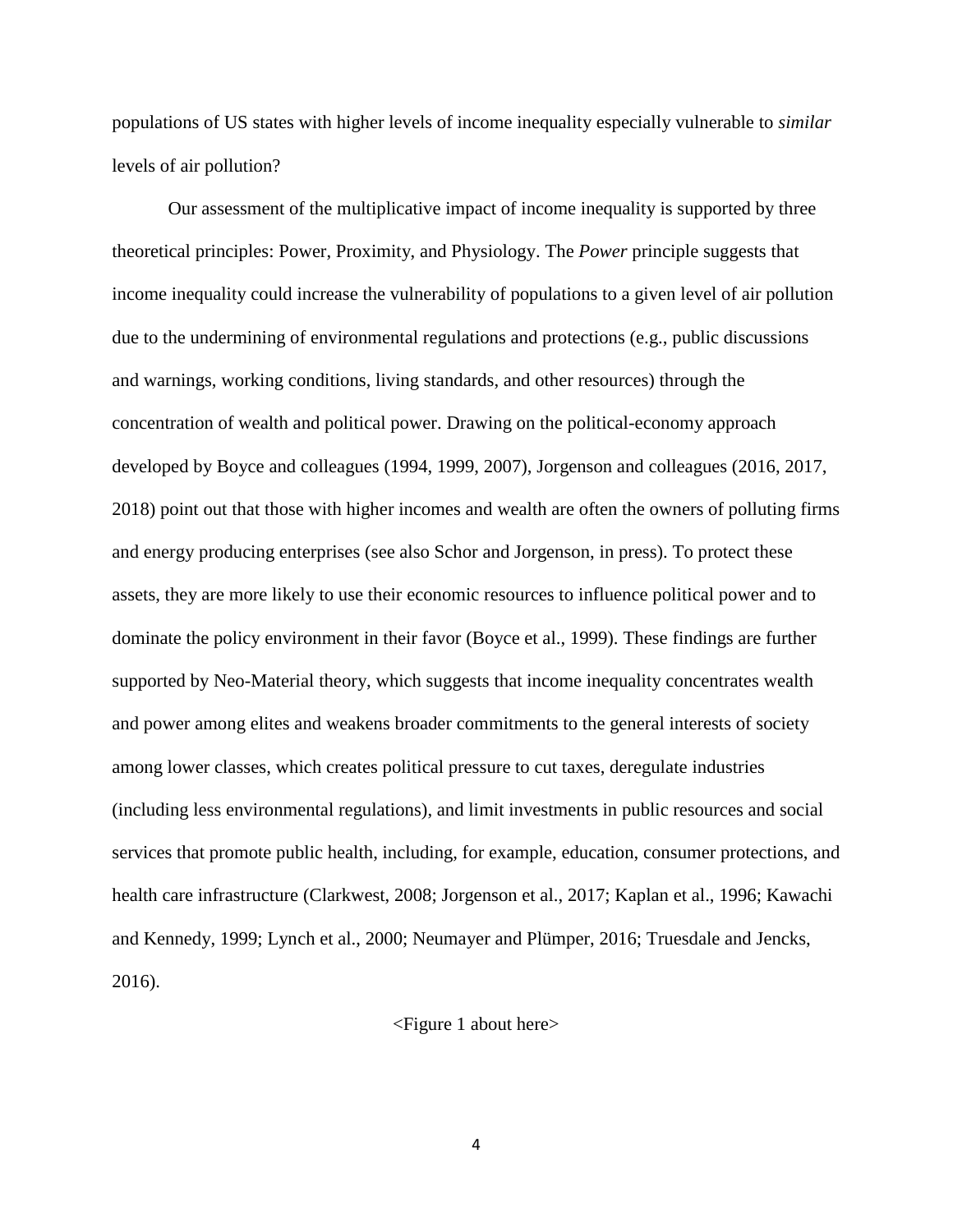populations of US states with higher levels of income inequality especially vulnerable to *similar* levels of air pollution?

Our assessment of the multiplicative impact of income inequality is supported by three theoretical principles: Power, Proximity, and Physiology. The *Power* principle suggests that income inequality could increase the vulnerability of populations to a given level of air pollution due to the undermining of environmental regulations and protections (e.g., public discussions and warnings, working conditions, living standards, and other resources) through the concentration of wealth and political power. Drawing on the political-economy approach developed by Boyce and colleagues (1994, 1999, 2007), Jorgenson and colleagues (2016, 2017, 2018) point out that those with higher incomes and wealth are often the owners of polluting firms and energy producing enterprises (see also Schor and Jorgenson, in press). To protect these assets, they are more likely to use their economic resources to influence political power and to dominate the policy environment in their favor (Boyce et al., 1999). These findings are further supported by Neo-Material theory, which suggests that income inequality concentrates wealth and power among elites and weakens broader commitments to the general interests of society among lower classes, which creates political pressure to cut taxes, deregulate industries (including less environmental regulations), and limit investments in public resources and social services that promote public health, including, for example, education, consumer protections, and health care infrastructure (Clarkwest, 2008; Jorgenson et al., 2017; Kaplan et al., 1996; Kawachi and Kennedy, 1999; Lynch et al., 2000; Neumayer and Plümper, 2016; Truesdale and Jencks, 2016).

<Figure 1 about here>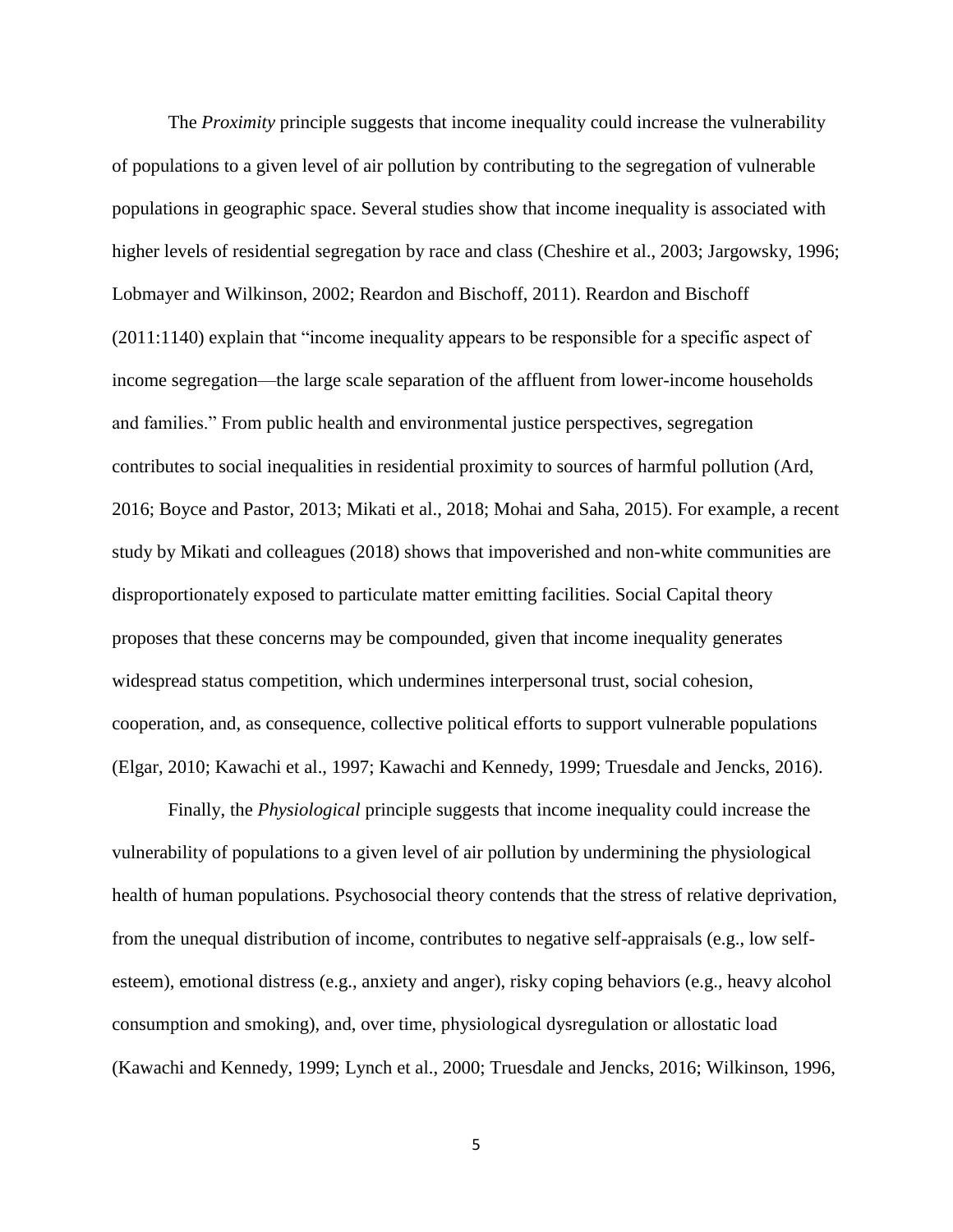The *Proximity* principle suggests that income inequality could increase the vulnerability of populations to a given level of air pollution by contributing to the segregation of vulnerable populations in geographic space. Several studies show that income inequality is associated with higher levels of residential segregation by race and class (Cheshire et al., 2003; Jargowsky, 1996; Lobmayer and Wilkinson, 2002; Reardon and Bischoff, 2011). Reardon and Bischoff (2011:1140) explain that "income inequality appears to be responsible for a specific aspect of income segregation—the large scale separation of the affluent from lower-income households and families." From public health and environmental justice perspectives, segregation contributes to social inequalities in residential proximity to sources of harmful pollution (Ard, 2016; Boyce and Pastor, 2013; Mikati et al., 2018; Mohai and Saha, 2015). For example, a recent study by Mikati and colleagues (2018) shows that impoverished and non-white communities are disproportionately exposed to particulate matter emitting facilities. Social Capital theory proposes that these concerns may be compounded, given that income inequality generates widespread status competition, which undermines interpersonal trust, social cohesion, cooperation, and, as consequence, collective political efforts to support vulnerable populations (Elgar, 2010; Kawachi et al., 1997; Kawachi and Kennedy, 1999; Truesdale and Jencks, 2016).

Finally, the *Physiological* principle suggests that income inequality could increase the vulnerability of populations to a given level of air pollution by undermining the physiological health of human populations. Psychosocial theory contends that the stress of relative deprivation, from the unequal distribution of income, contributes to negative self-appraisals (e.g., low self-esteem), emotional distress (e.g., anxiety and anger), risky coping behaviors (e.g., heavy alcohol consumption and smoking), and, over time, physiological dysregulation or allostatic load (Kawachi and Kennedy, 1999; Lynch et al., 2000; Truesdale and Jencks, 2016; Wilkinson, 1996,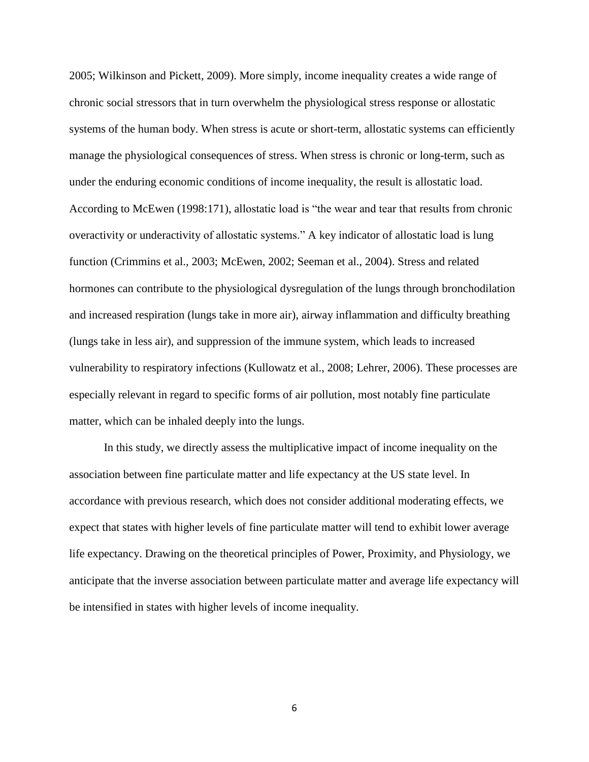2005; Wilkinson and Pickett, 2009). More simply, income inequality creates a wide range of chronic social stressors that in turn overwhelm the physiological stress response or allostatic systems of the human body. When stress is acute or short-term, allostatic systems can efficiently manage the physiological consequences of stress. When stress is chronic or long-term, such as under the enduring economic conditions of income inequality, the result is allostatic load. According to McEwen (1998:171), allostatic load is "the wear and tear that results from chronic overactivity or underactivity of allostatic systems." A key indicator of allostatic load is lung function (Crimmins et al., 2003; McEwen, 2002; Seeman et al., 2004). Stress and related hormones can contribute to the physiological dysregulation of the lungs through bronchodilation and increased respiration (lungs take in more air), airway inflammation and difficulty breathing (lungs take in less air), and suppression of the immune system, which leads to increased vulnerability to respiratory infections (Kullowatz et al., 2008; Lehrer, 2006). These processes are especially relevant in regard to specific forms of air pollution, most notably fine particulate matter, which can be inhaled deeply into the lungs.

In this study, we directly assess the multiplicative impact of income inequality on the association between fine particulate matter and life expectancy at the US state level. In accordance with previous research, which does not consider additional moderating effects, we expect that states with higher levels of fine particulate matter will tend to exhibit lower average life expectancy. Drawing on the theoretical principles of Power, Proximity, and Physiology, we anticipate that the inverse association between particulate matter and average life expectancy will be intensified in states with higher levels of income inequality.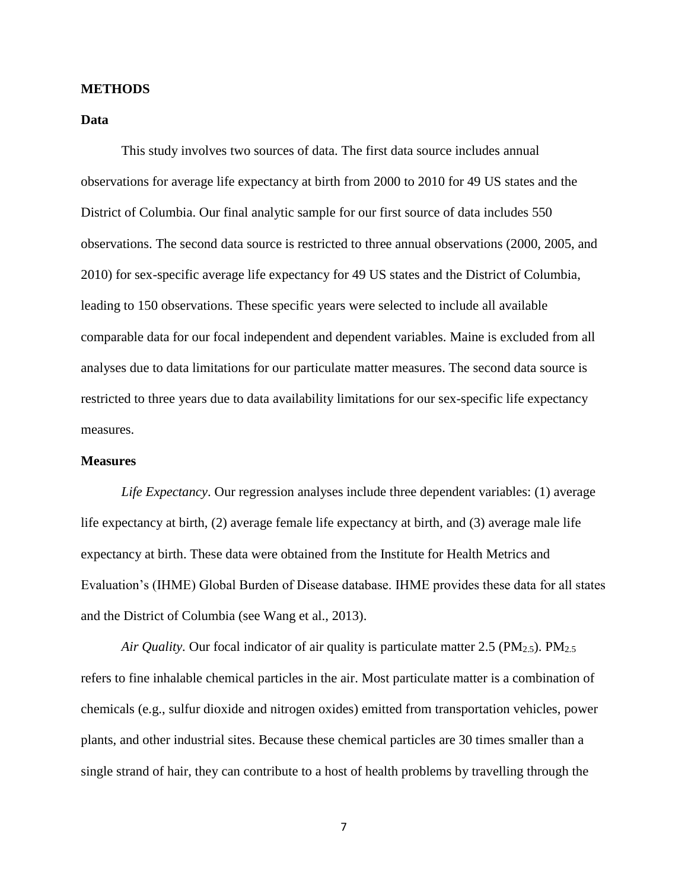## METHODS

### Data

This study involves two sources of data. The first data source includes annual observations for average life expectancy at birth from 2000 to 2010 for 49 US states and the District of Columbia. Our final analytic sample for our first source of data includes 550 observations. The second data source is restricted to three annual observations (2000, 2005, and 2010) for sex-specific average life expectancy for 49 US states and the District of Columbia, leading to 150 observations. These specific years were selected to include all available comparable data for our focal independent and dependent variables. Maine is excluded from all analyses due to data limitations for our particulate matter measures. The second data source is restricted to three years due to data availability limitations for our sex-specific life expectancy measures.

### Measures

*Life Expectancy*. Our regression analyses include three dependent variables: (1) average life expectancy at birth, (2) average female life expectancy at birth, and (3) average male life expectancy at birth. These data were obtained from the Institute for Health Metrics and Evaluation's (IHME) Global Burden of Disease database. IHME provides these data for all states and the District of Columbia (see Wang et al., 2013).

*Air Quality*. Our focal indicator of air quality is particulate matter 2.5 ($PM_{2.5}$). $PM_{2.5}$ refers to fine inhalable chemical particles in the air. Most particulate matter is a combination of chemicals (e.g., sulfur dioxide and nitrogen oxides) emitted from transportation vehicles, power plants, and other industrial sites. Because these chemical particles are 30 times smaller than a single strand of hair, they can contribute to a host of health problems by travelling through the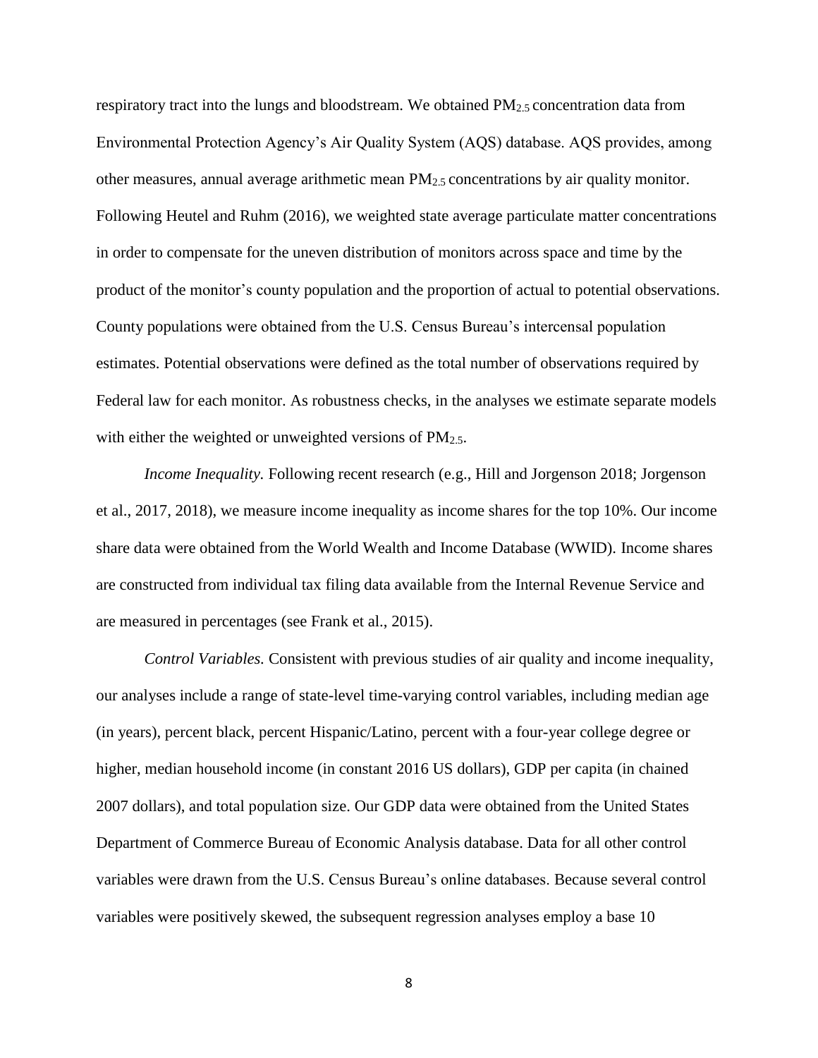respiratory tract into the lungs and bloodstream. We obtained $PM_{2.5}$ concentration data from Environmental Protection Agency's Air Quality System (AQS) database. AQS provides, among other measures, annual average arithmetic mean $PM_{2.5}$ concentrations by air quality monitor. Following Heutel and Ruhm (2016), we weighted state average particulate matter concentrations in order to compensate for the uneven distribution of monitors across space and time by the product of the monitor's county population and the proportion of actual to potential observations. County populations were obtained from the U.S. Census Bureau's intercensal population estimates. Potential observations were defined as the total number of observations required by Federal law for each monitor. As robustness checks, in the analyses we estimate separate models with either the weighted or unweighted versions of $PM_{2.5}$.

*Income Inequality.* Following recent research (e.g., Hill and Jorgenson 2018; Jorgenson et al., 2017, 2018), we measure income inequality as income shares for the top 10%. Our income share data were obtained from the World Wealth and Income Database (WWID). Income shares are constructed from individual tax filing data available from the Internal Revenue Service and are measured in percentages (see Frank et al., 2015).

*Control Variables.* Consistent with previous studies of air quality and income inequality, our analyses include a range of state-level time-varying control variables, including median age (in years), percent black, percent Hispanic/Latino, percent with a four-year college degree or higher, median household income (in constant 2016 US dollars), GDP per capita (in chained 2007 dollars), and total population size. Our GDP data were obtained from the United States Department of Commerce Bureau of Economic Analysis database. Data for all other control variables were drawn from the U.S. Census Bureau's online databases. Because several control variables were positively skewed, the subsequent regression analyses employ a base 10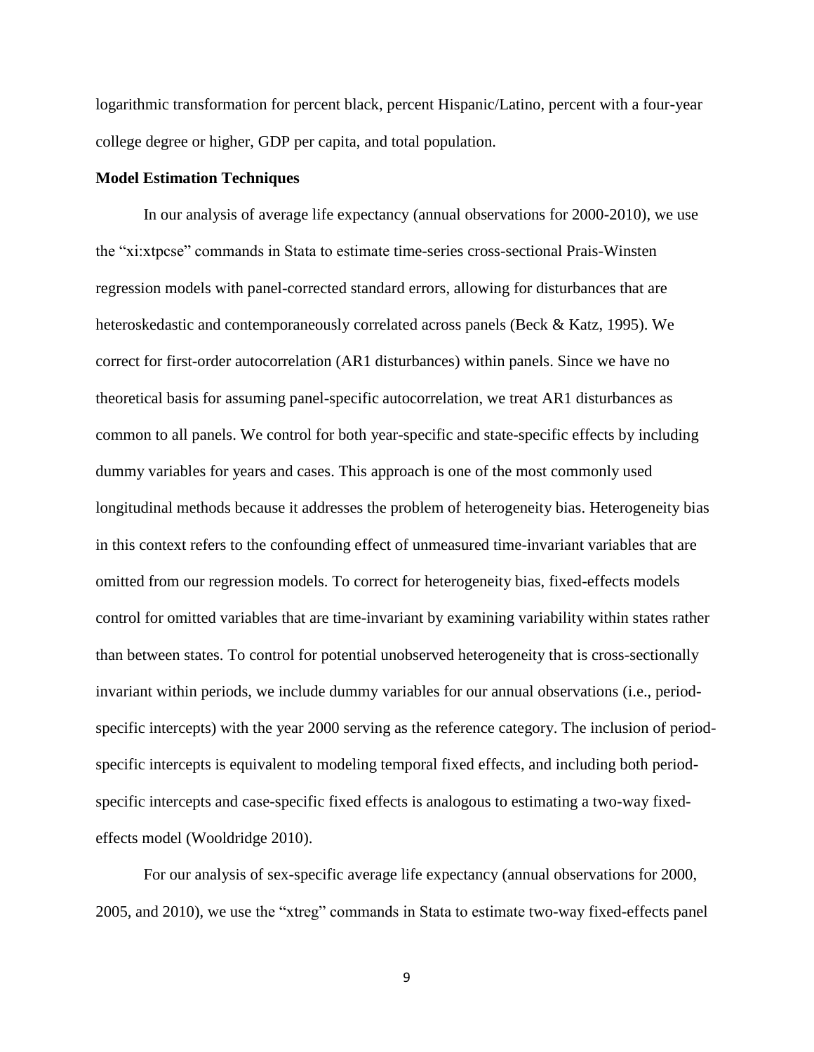logarithmic transformation for percent black, percent Hispanic/Latino, percent with a four-year college degree or higher, GDP per capita, and total population.

**Model Estimation Techniques**

In our analysis of average life expectancy (annual observations for 2000-2010), we use the "xi:xtpcse" commands in Stata to estimate time-series cross-sectional Prais-Winsten regression models with panel-corrected standard errors, allowing for disturbances that are heteroskedastic and contemporaneously correlated across panels (Beck & Katz, 1995). We correct for first-order autocorrelation (AR1 disturbances) within panels. Since we have no theoretical basis for assuming panel-specific autocorrelation, we treat AR1 disturbances as common to all panels. We control for both year-specific and state-specific effects by including dummy variables for years and cases. This approach is one of the most commonly used longitudinal methods because it addresses the problem of heterogeneity bias. Heterogeneity bias in this context refers to the confounding effect of unmeasured time-invariant variables that are omitted from our regression models. To correct for heterogeneity bias, fixed-effects models control for omitted variables that are time-invariant by examining variability within states rather than between states. To control for potential unobserved heterogeneity that is cross-sectionally invariant within periods, we include dummy variables for our annual observations (i.e., period-specific intercepts) with the year 2000 serving as the reference category. The inclusion of period-specific intercepts is equivalent to modeling temporal fixed effects, and including both period-specific intercepts and case-specific fixed effects is analogous to estimating a two-way fixed-effects model (Wooldridge 2010).

For our analysis of sex-specific average life expectancy (annual observations for 2000, 2005, and 2010), we use the "xtreg" commands in Stata to estimate two-way fixed-effects panel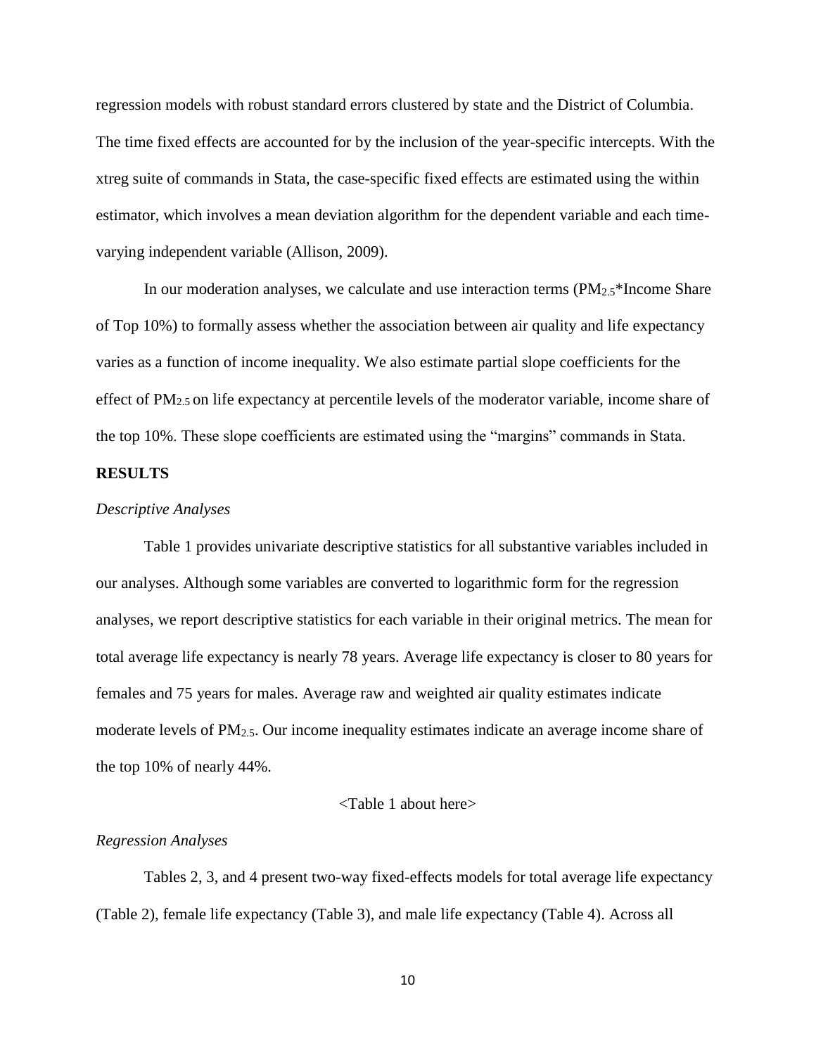regression models with robust standard errors clustered by state and the District of Columbia. The time fixed effects are accounted for by the inclusion of the year-specific intercepts. With the xtreg suite of commands in Stata, the case-specific fixed effects are estimated using the within estimator, which involves a mean deviation algorithm for the dependent variable and each time-varying independent variable (Allison, 2009).

In our moderation analyses, we calculate and use interaction terms ($PM_{2.5}$*Income Share of Top 10%) to formally assess whether the association between air quality and life expectancy varies as a function of income inequality. We also estimate partial slope coefficients for the effect of $PM_{2.5}$ on life expectancy at percentile levels of the moderator variable, income share of the top 10%. These slope coefficients are estimated using the "margins" commands in Stata.

## RESULTS

### *Descriptive Analyses*

Table 1 provides univariate descriptive statistics for all substantive variables included in our analyses. Although some variables are converted to logarithmic form for the regression analyses, we report descriptive statistics for each variable in their original metrics. The mean for total average life expectancy is nearly 78 years. Average life expectancy is closer to 80 years for females and 75 years for males. Average raw and weighted air quality estimates indicate moderate levels of $PM_{2.5}$. Our income inequality estimates indicate an average income share of the top 10% of nearly 44%.

<Table 1 about here>

### *Regression Analyses*

Tables 2, 3, and 4 present two-way fixed-effects models for total average life expectancy (Table 2), female life expectancy (Table 3), and male life expectancy (Table 4). Across all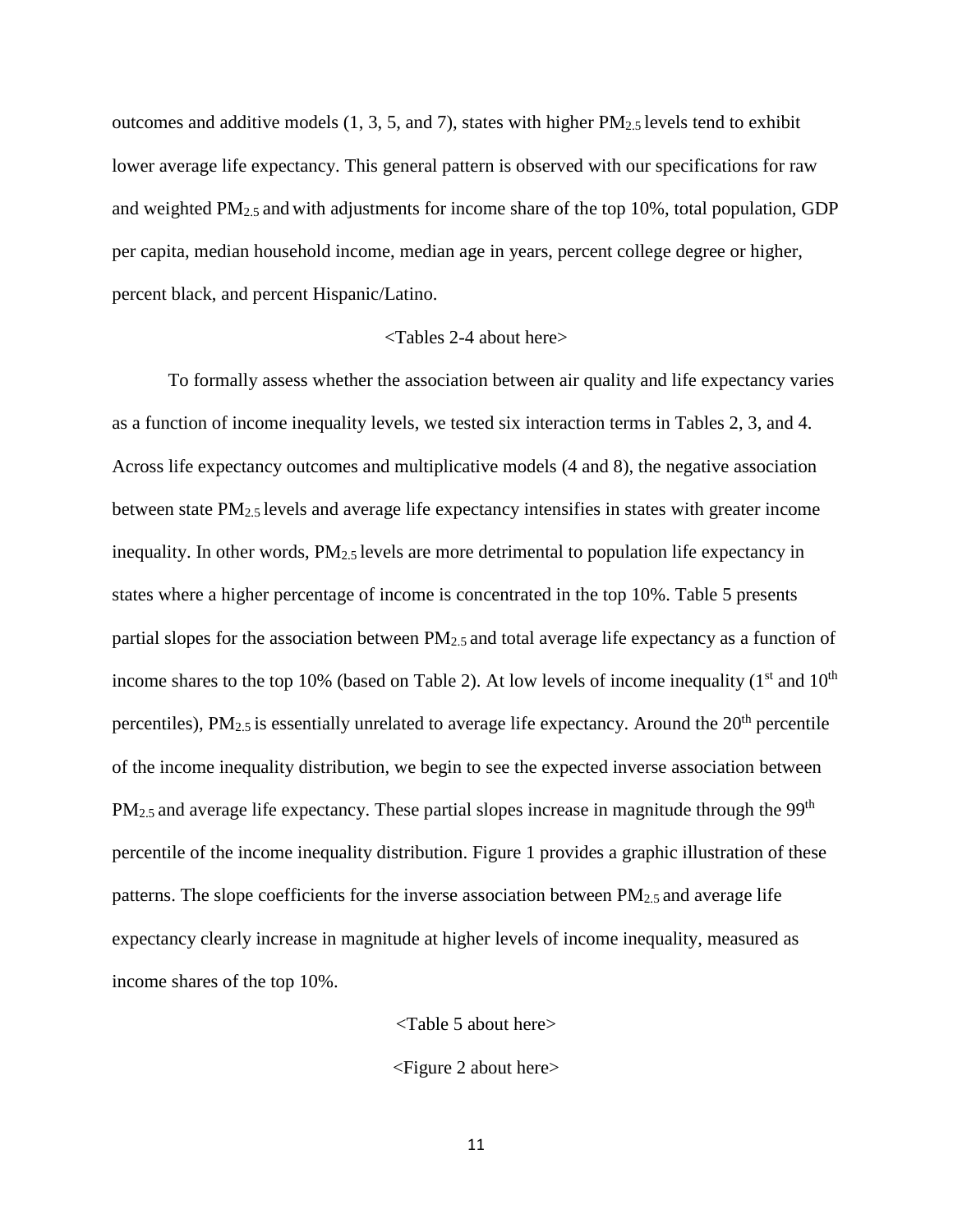outcomes and additive models (1, 3, 5, and 7), states with higher $PM_{2.5}$ levels tend to exhibit lower average life expectancy. This general pattern is observed with our specifications for raw and weighted $PM_{2.5}$ and with adjustments for income share of the top 10%, total population, GDP per capita, median household income, median age in years, percent college degree or higher, percent black, and percent Hispanic/Latino.

<Tables 2-4 about here>

To formally assess whether the association between air quality and life expectancy varies as a function of income inequality levels, we tested six interaction terms in Tables 2, 3, and 4. Across life expectancy outcomes and multiplicative models (4 and 8), the negative association between state $PM_{2.5}$ levels and average life expectancy intensifies in states with greater income inequality. In other words, $PM_{2.5}$ levels are more detrimental to population life expectancy in states where a higher percentage of income is concentrated in the top 10%. Table 5 presents partial slopes for the association between $PM_{2.5}$ and total average life expectancy as a function of income shares to the top 10% (based on Table 2). At low levels of income inequality (1st and 10th percentiles), $PM_{2.5}$ is essentially unrelated to average life expectancy. Around the 20th percentile of the income inequality distribution, we begin to see the expected inverse association between $PM_{2.5}$ and average life expectancy. These partial slopes increase in magnitude through the 99th percentile of the income inequality distribution. Figure 1 provides a graphic illustration of these patterns. The slope coefficients for the inverse association between $PM_{2.5}$ and average life expectancy clearly increase in magnitude at higher levels of income inequality, measured as income shares of the top 10%.

<Table 5 about here>

<Figure 2 about here>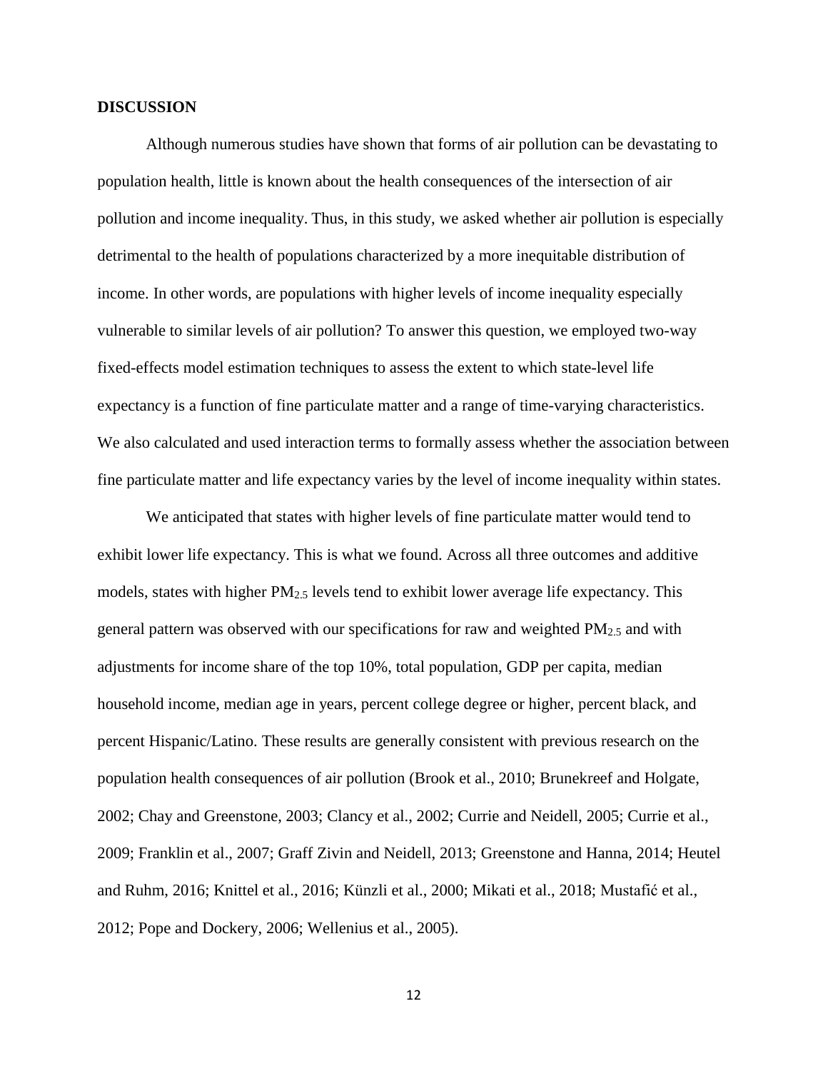## DISCUSSION

Although numerous studies have shown that forms of air pollution can be devastating to population health, little is known about the health consequences of the intersection of air pollution and income inequality. Thus, in this study, we asked whether air pollution is especially detrimental to the health of populations characterized by a more inequitable distribution of income. In other words, are populations with higher levels of income inequality especially vulnerable to similar levels of air pollution? To answer this question, we employed two-way fixed-effects model estimation techniques to assess the extent to which state-level life expectancy is a function of fine particulate matter and a range of time-varying characteristics. We also calculated and used interaction terms to formally assess whether the association between fine particulate matter and life expectancy varies by the level of income inequality within states.

We anticipated that states with higher levels of fine particulate matter would tend to exhibit lower life expectancy. This is what we found. Across all three outcomes and additive models, states with higher $PM_{2.5}$ levels tend to exhibit lower average life expectancy. This general pattern was observed with our specifications for raw and weighted $PM_{2.5}$ and with adjustments for income share of the top 10%, total population, GDP per capita, median household income, median age in years, percent college degree or higher, percent black, and percent Hispanic/Latino. These results are generally consistent with previous research on the population health consequences of air pollution (Brook et al., 2010; Brunekreef and Holgate, 2002; Chay and Greenstone, 2003; Clancy et al., 2002; Currie and Neidell, 2005; Currie et al., 2009; Franklin et al., 2007; Graff Zivin and Neidell, 2013; Greenstone and Hanna, 2014; Heutel and Ruhm, 2016; Knittel et al., 2016; Künzli et al., 2000; Mikati et al., 2018; Mustafić et al., 2012; Pope and Dockery, 2006; Wellenius et al., 2005).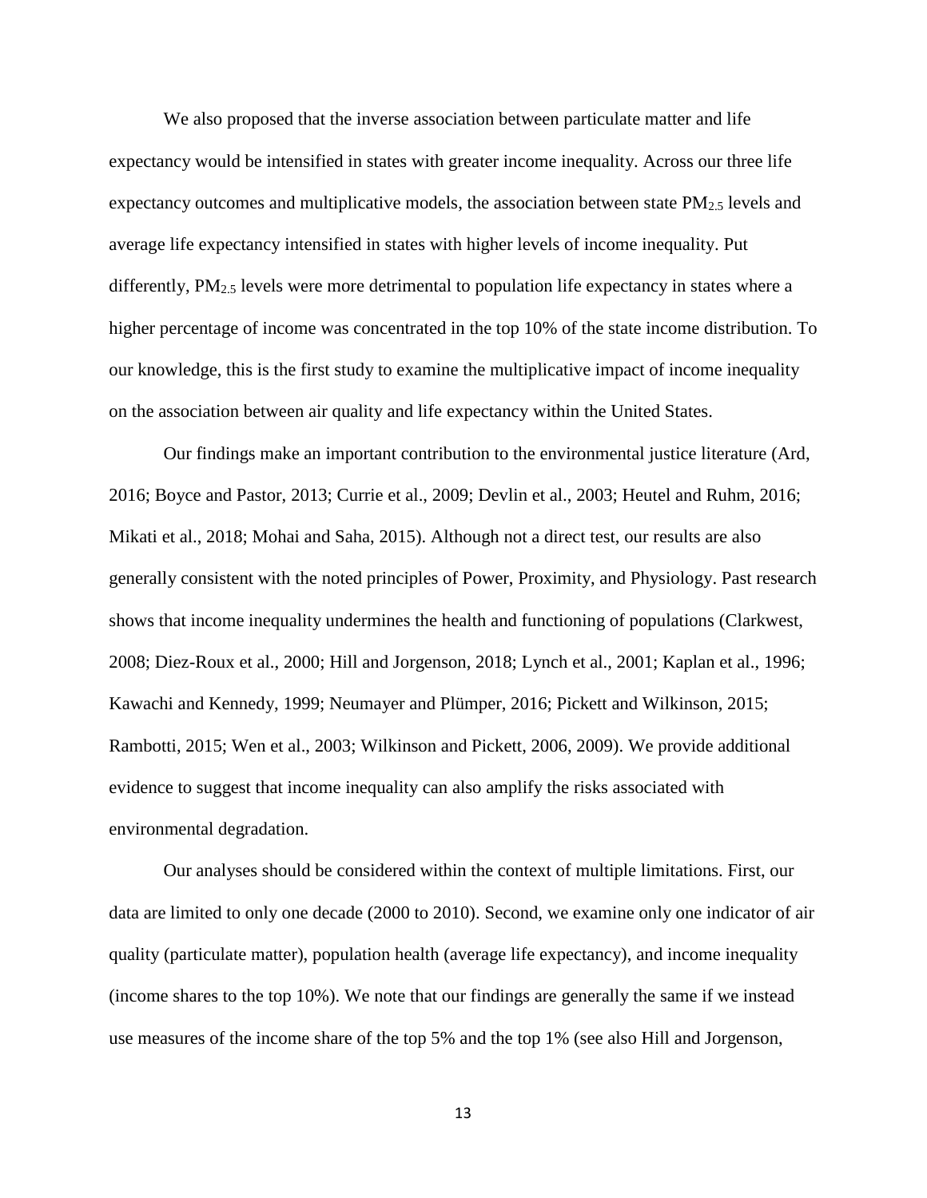We also proposed that the inverse association between particulate matter and life expectancy would be intensified in states with greater income inequality. Across our three life expectancy outcomes and multiplicative models, the association between state $PM_{2.5}$ levels and average life expectancy intensified in states with higher levels of income inequality. Put differently, $PM_{2.5}$ levels were more detrimental to population life expectancy in states where a higher percentage of income was concentrated in the top 10% of the state income distribution. To our knowledge, this is the first study to examine the multiplicative impact of income inequality on the association between air quality and life expectancy within the United States.

Our findings make an important contribution to the environmental justice literature (Ard, 2016; Boyce and Pastor, 2013; Currie et al., 2009; Devlin et al., 2003; Heutel and Ruhm, 2016; Mikati et al., 2018; Mohai and Saha, 2015). Although not a direct test, our results are also generally consistent with the noted principles of Power, Proximity, and Physiology. Past research shows that income inequality undermines the health and functioning of populations (Clarkwest, 2008; Diez-Roux et al., 2000; Hill and Jorgenson, 2018; Lynch et al., 2001; Kaplan et al., 1996; Kawachi and Kennedy, 1999; Neumayer and Plümper, 2016; Pickett and Wilkinson, 2015; Rambotti, 2015; Wen et al., 2003; Wilkinson and Pickett, 2006, 2009). We provide additional evidence to suggest that income inequality can also amplify the risks associated with environmental degradation.

Our analyses should be considered within the context of multiple limitations. First, our data are limited to only one decade (2000 to 2010). Second, we examine only one indicator of air quality (particulate matter), population health (average life expectancy), and income inequality (income shares to the top 10%). We note that our findings are generally the same if we instead use measures of the income share of the top 5% and the top 1% (see also Hill and Jorgenson,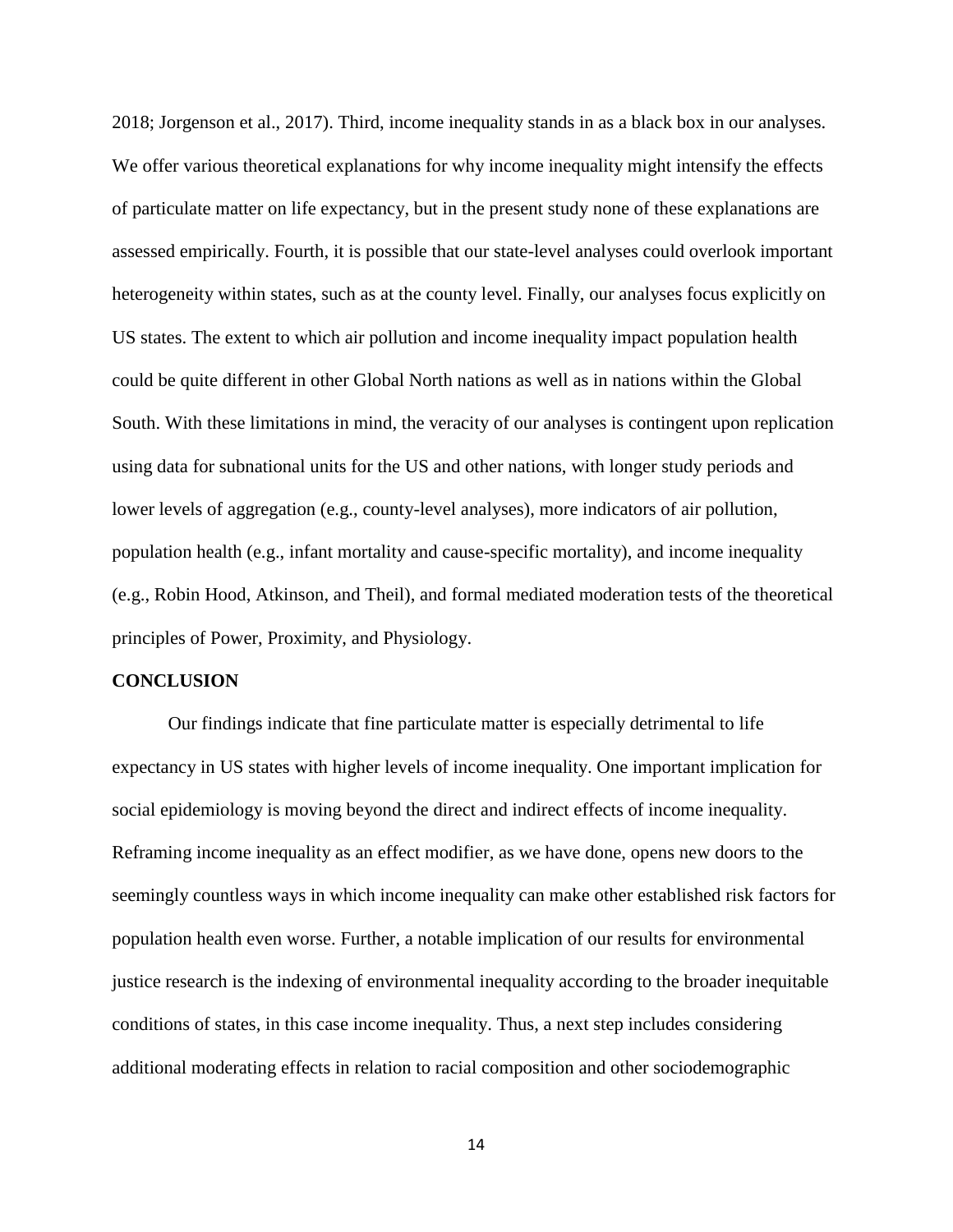2018; Jorgenson et al., 2017). Third, income inequality stands in as a black box in our analyses. We offer various theoretical explanations for why income inequality might intensify the effects of particulate matter on life expectancy, but in the present study none of these explanations are assessed empirically. Fourth, it is possible that our state-level analyses could overlook important heterogeneity within states, such as at the county level. Finally, our analyses focus explicitly on US states. The extent to which air pollution and income inequality impact population health could be quite different in other Global North nations as well as in nations within the Global South. With these limitations in mind, the veracity of our analyses is contingent upon replication using data for subnational units for the US and other nations, with longer study periods and lower levels of aggregation (e.g., county-level analyses), more indicators of air pollution, population health (e.g., infant mortality and cause-specific mortality), and income inequality (e.g., Robin Hood, Atkinson, and Theil), and formal mediated moderation tests of the theoretical principles of Power, Proximity, and Physiology.

## CONCLUSION

Our findings indicate that fine particulate matter is especially detrimental to life expectancy in US states with higher levels of income inequality. One important implication for social epidemiology is moving beyond the direct and indirect effects of income inequality. Reframing income inequality as an effect modifier, as we have done, opens new doors to the seemingly countless ways in which income inequality can make other established risk factors for population health even worse. Further, a notable implication of our results for environmental justice research is the indexing of environmental inequality according to the broader inequitable conditions of states, in this case income inequality. Thus, a next step includes considering additional moderating effects in relation to racial composition and other sociodemographic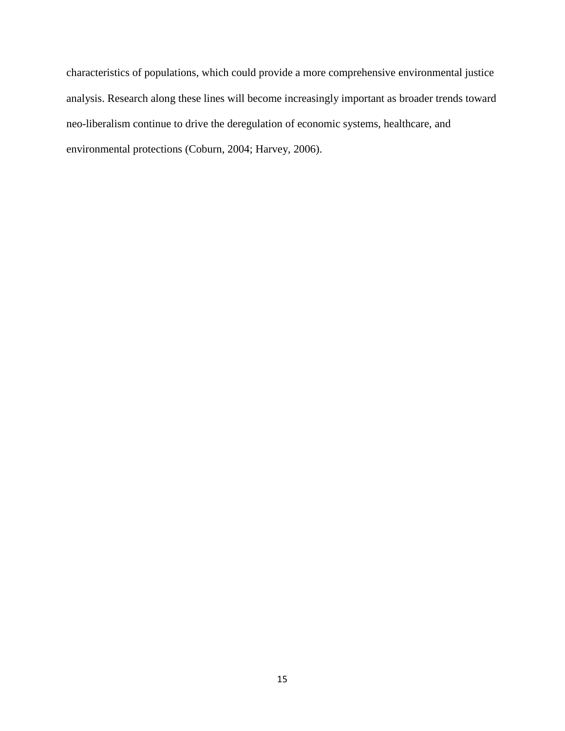characteristics of populations, which could provide a more comprehensive environmental justice analysis. Research along these lines will become increasingly important as broader trends toward neo-liberalism continue to drive the deregulation of economic systems, healthcare, and environmental protections (Coburn, 2004; Harvey, 2006).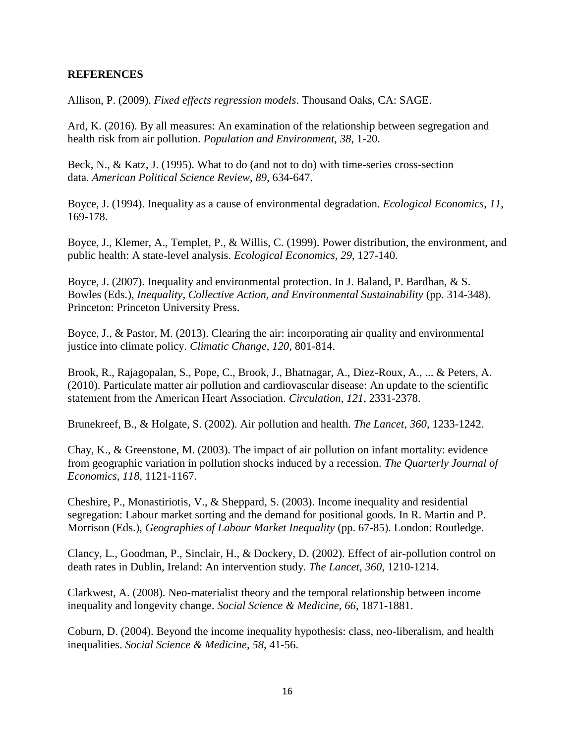## REFERENCES

Allison, P. (2009). *Fixed effects regression models*. Thousand Oaks, CA: SAGE.

Ard, K. (2016). By all measures: An examination of the relationship between segregation and health risk from air pollution. *Population and Environment*, *38*, 1-20.

Beck, N., & Katz, J. (1995). What to do (and not to do) with time-series cross-section data. *American Political Science Review*, *89*, 634-647.

Boyce, J. (1994). Inequality as a cause of environmental degradation. *Ecological Economics*, *11*, 169-178.

Boyce, J., Klemer, A., Templet, P., & Willis, C. (1999). Power distribution, the environment, and public health: A state-level analysis. *Ecological Economics*, *29*, 127-140.

Boyce, J. (2007). Inequality and environmental protection. In J. Baland, P. Bardhan, & S. Bowles (Eds.), *Inequality, Collective Action, and Environmental Sustainability* (pp. 314-348). Princeton: Princeton University Press.

Boyce, J., & Pastor, M. (2013). Clearing the air: incorporating air quality and environmental justice into climate policy. *Climatic Change*, *120*, 801-814.

Brook, R., Rajagopalan, S., Pope, C., Brook, J., Bhatnagar, A., Diez-Roux, A., ... & Peters, A. (2010). Particulate matter air pollution and cardiovascular disease: An update to the scientific statement from the American Heart Association. *Circulation*, *121*, 2331-2378.

Brunekreef, B., & Holgate, S. (2002). Air pollution and health. *The Lancet*, *360*, 1233-1242.

Chay, K., & Greenstone, M. (2003). The impact of air pollution on infant mortality: evidence from geographic variation in pollution shocks induced by a recession. *The Quarterly Journal of Economics*, *118*, 1121-1167.

Cheshire, P., Monastiriotis, V., & Sheppard, S. (2003). Income inequality and residential segregation: Labour market sorting and the demand for positional goods. In R. Martin and P. Morrison (Eds.), *Geographies of Labour Market Inequality* (pp. 67-85). London: Routledge.

Clancy, L., Goodman, P., Sinclair, H., & Dockery, D. (2002). Effect of air-pollution control on death rates in Dublin, Ireland: An intervention study. *The Lancet*, *360*, 1210-1214.

Clarkwest, A. (2008). Neo-materialist theory and the temporal relationship between income inequality and longevity change. *Social Science & Medicine*, *66*, 1871-1881.

Coburn, D. (2004). Beyond the income inequality hypothesis: class, neo-liberalism, and health inequalities. *Social Science & Medicine*, *58*, 41-56.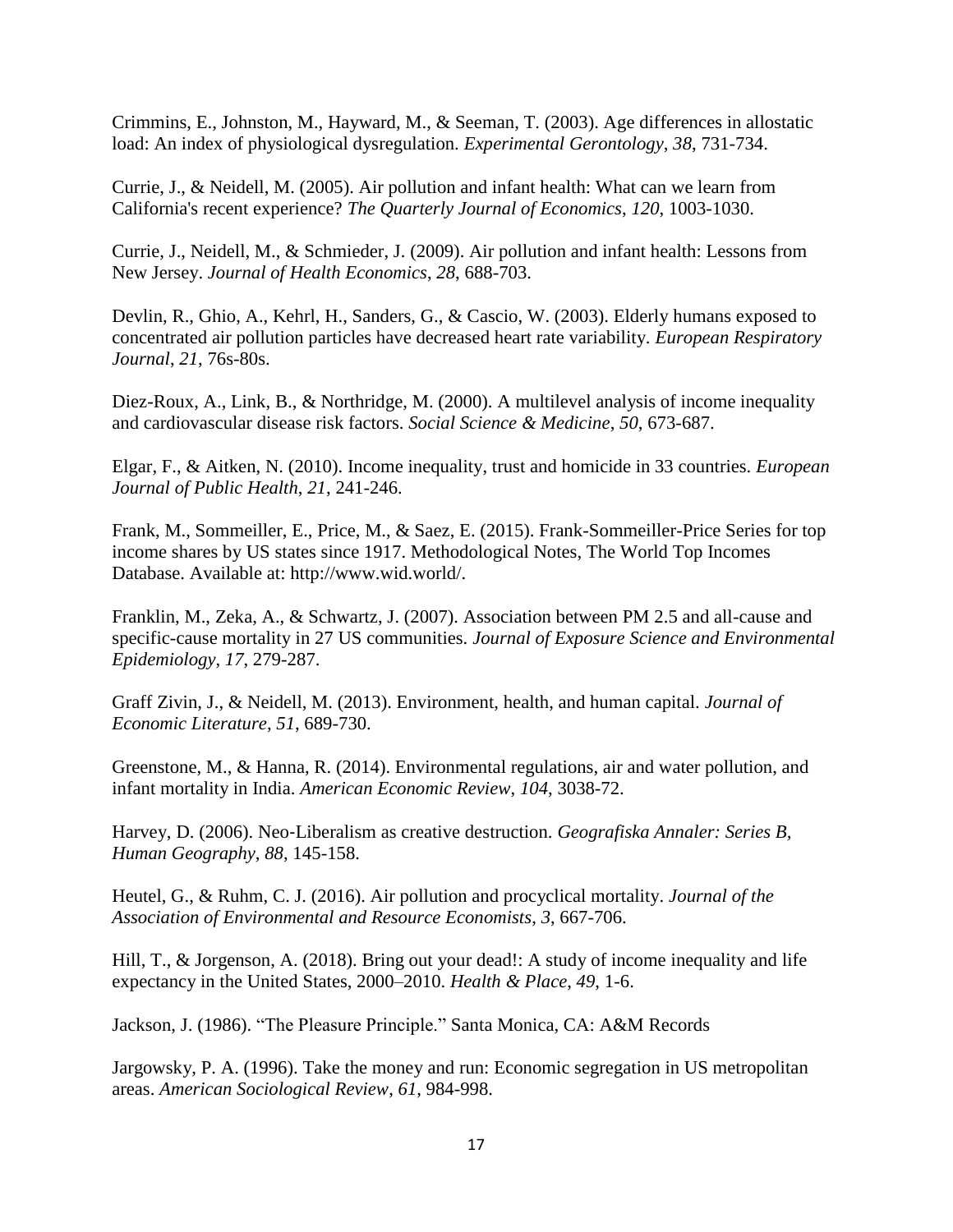Crimmins, E., Johnston, M., Hayward, M., & Seeman, T. (2003). Age differences in allostatic load: An index of physiological dysregulation. *Experimental Gerontology*, *38*, 731-734.

Currie, J., & Neidell, M. (2005). Air pollution and infant health: What can we learn from California's recent experience? *The Quarterly Journal of Economics*, *120*, 1003-1030.

Currie, J., Neidell, M., & Schmieder, J. (2009). Air pollution and infant health: Lessons from New Jersey. *Journal of Health Economics*, *28*, 688-703.

Devlin, R., Ghio, A., Kehrl, H., Sanders, G., & Cascio, W. (2003). Elderly humans exposed to concentrated air pollution particles have decreased heart rate variability. *European Respiratory Journal*, *21*, 76s-80s.

Diez-Roux, A., Link, B., & Northridge, M. (2000). A multilevel analysis of income inequality and cardiovascular disease risk factors. *Social Science & Medicine*, *50*, 673-687.

Elgar, F., & Aitken, N. (2010). Income inequality, trust and homicide in 33 countries. *European Journal of Public Health*, *21*, 241-246.

Frank, M., Sommeiller, E., Price, M., & Saez, E. (2015). Frank-Sommeiller-Price Series for top income shares by US states since 1917. Methodological Notes, The World Top Incomes Database. Available at: http://www.wid.world/.

Franklin, M., Zeka, A., & Schwartz, J. (2007). Association between PM 2.5 and all-cause and specific-cause mortality in 27 US communities. *Journal of Exposure Science and Environmental Epidemiology*, *17*, 279-287.

Graff Zivin, J., & Neidell, M. (2013). Environment, health, and human capital. *Journal of Economic Literature*, *51*, 689-730.

Greenstone, M., & Hanna, R. (2014). Environmental regulations, air and water pollution, and infant mortality in India. *American Economic Review*, *104*, 3038-72.

Harvey, D. (2006). Neo-Liberalism as creative destruction. *Geografiska Annaler: Series B, Human Geography*, *88*, 145-158.

Heutel, G., & Ruhm, C. J. (2016). Air pollution and procyclical mortality. *Journal of the Association of Environmental and Resource Economists*, *3*, 667-706.

Hill, T., & Jorgenson, A. (2018). Bring out your dead!: A study of income inequality and life expectancy in the United States, 2000–2010. *Health & Place*, *49*, 1-6.

Jackson, J. (1986). "The Pleasure Principle." Santa Monica, CA: A&M Records

Jargowsky, P. A. (1996). Take the money and run: Economic segregation in US metropolitan areas. *American Sociological Review*, *61*, 984-998.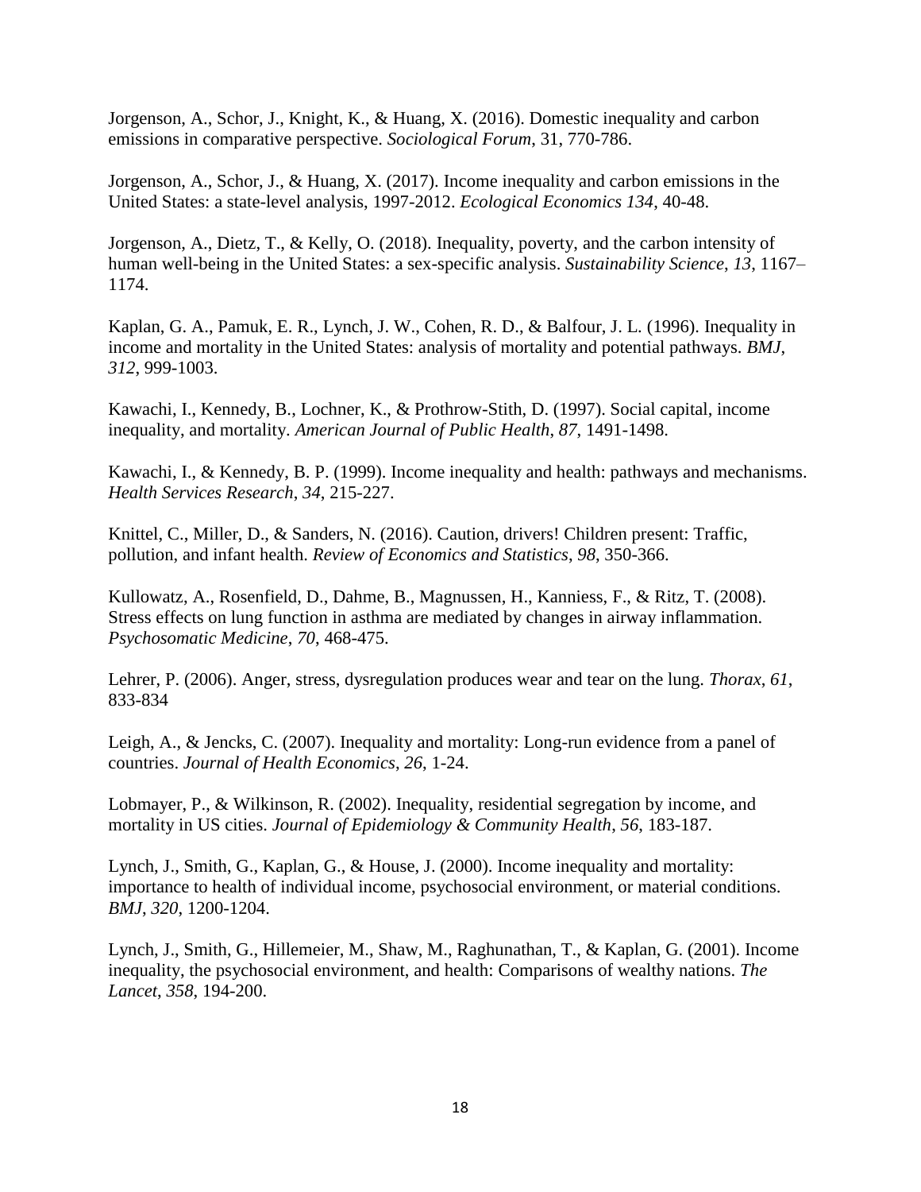Jorgenson, A., Schor, J., Knight, K., & Huang, X. (2016). Domestic inequality and carbon emissions in comparative perspective. *Sociological Forum*, 31, 770-786.

Jorgenson, A., Schor, J., & Huang, X. (2017). Income inequality and carbon emissions in the United States: a state-level analysis, 1997-2012. *Ecological Economics 134*, 40-48.

Jorgenson, A., Dietz, T., & Kelly, O. (2018). Inequality, poverty, and the carbon intensity of human well-being in the United States: a sex-specific analysis. *Sustainability Science*, *13*, 1167–1174.

Kaplan, G. A., Pamuk, E. R., Lynch, J. W., Cohen, R. D., & Balfour, J. L. (1996). Inequality in income and mortality in the United States: analysis of mortality and potential pathways. *BMJ*, *312*, 999-1003.

Kawachi, I., Kennedy, B., Lochner, K., & Prothrow-Stith, D. (1997). Social capital, income inequality, and mortality. *American Journal of Public Health*, *87*, 1491-1498.

Kawachi, I., & Kennedy, B. P. (1999). Income inequality and health: pathways and mechanisms. *Health Services Research*, *34*, 215-227.

Knittel, C., Miller, D., & Sanders, N. (2016). Caution, drivers! Children present: Traffic, pollution, and infant health. *Review of Economics and Statistics*, *98*, 350-366.

Kullowatz, A., Rosenfield, D., Dahme, B., Magnussen, H., Kanniess, F., & Ritz, T. (2008). Stress effects on lung function in asthma are mediated by changes in airway inflammation. *Psychosomatic Medicine*, *70*, 468-475.

Lehrer, P. (2006). Anger, stress, dysregulation produces wear and tear on the lung. *Thorax*, *61*, 833-834

Leigh, A., & Jencks, C. (2007). Inequality and mortality: Long-run evidence from a panel of countries. *Journal of Health Economics*, *26*, 1-24.

Lobmayer, P., & Wilkinson, R. (2002). Inequality, residential segregation by income, and mortality in US cities. *Journal of Epidemiology & Community Health*, *56*, 183-187.

Lynch, J., Smith, G., Kaplan, G., & House, J. (2000). Income inequality and mortality: importance to health of individual income, psychosocial environment, or material conditions. *BMJ*, *320*, 1200-1204.

Lynch, J., Smith, G., Hillemeier, M., Shaw, M., Raghunathan, T., & Kaplan, G. (2001). Income inequality, the psychosocial environment, and health: Comparisons of wealthy nations. *The Lancet*, *358*, 194-200.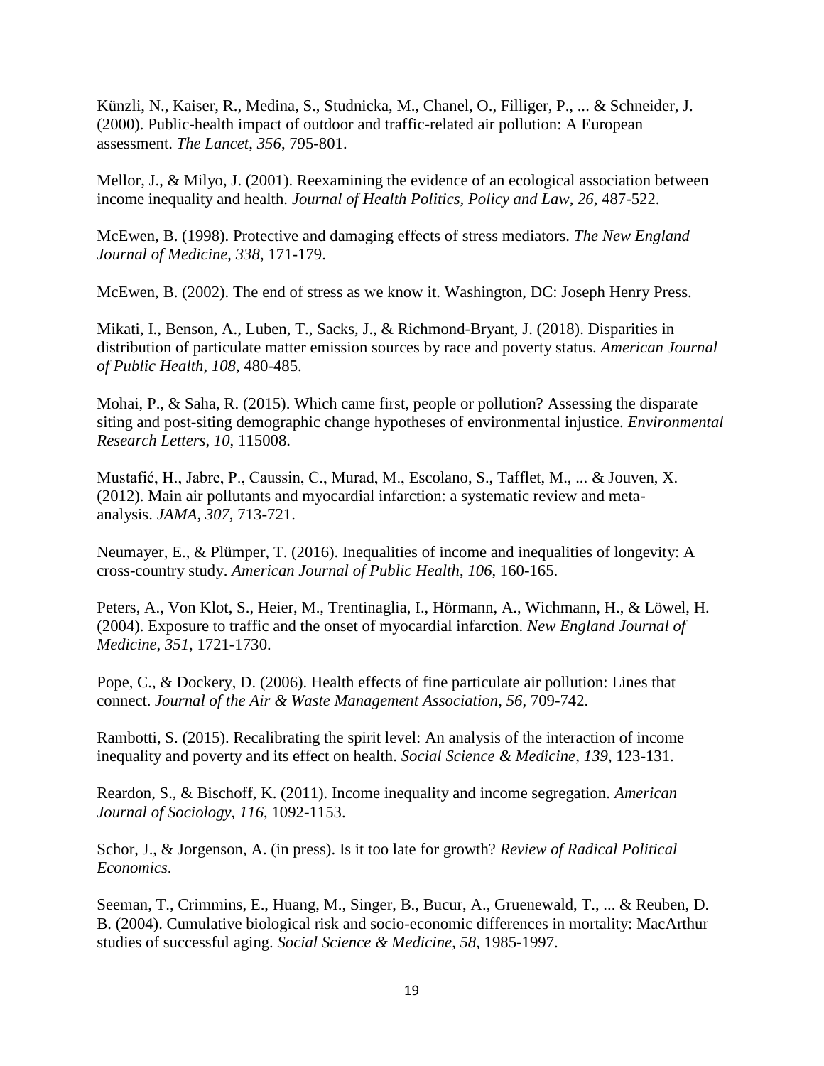Künzli, N., Kaiser, R., Medina, S., Studnicka, M., Chanel, O., Filliger, P., ... & Schneider, J. (2000). Public-health impact of outdoor and traffic-related air pollution: A European assessment. *The Lancet*, *356*, 795-801.

Mellor, J., & Milyo, J. (2001). Reexamining the evidence of an ecological association between income inequality and health. *Journal of Health Politics, Policy and Law*, *26*, 487-522.

McEwen, B. (1998). Protective and damaging effects of stress mediators. *The New England Journal of Medicine*, *338*, 171-179.

McEwen, B. (2002). The end of stress as we know it. Washington, DC: Joseph Henry Press.

Mikati, I., Benson, A., Luben, T., Sacks, J., & Richmond-Bryant, J. (2018). Disparities in distribution of particulate matter emission sources by race and poverty status. *American Journal of Public Health*, *108*, 480-485.

Mohai, P., & Saha, R. (2015). Which came first, people or pollution? Assessing the disparate siting and post-siting demographic change hypotheses of environmental injustice. *Environmental Research Letters*, *10*, 115008.

Mustafić, H., Jabre, P., Caussin, C., Murad, M., Escolano, S., Tafflet, M., ... & Jouven, X. (2012). Main air pollutants and myocardial infarction: a systematic review and meta-analysis. *JAMA*, *307*, 713-721.

Neumayer, E., & Plümper, T. (2016). Inequalities of income and inequalities of longevity: A cross-country study. *American Journal of Public Health*, *106*, 160-165.

Peters, A., Von Klot, S., Heier, M., Trentinaglia, I., Hörmann, A., Wichmann, H., & Löwel, H. (2004). Exposure to traffic and the onset of myocardial infarction. *New England Journal of Medicine*, *351*, 1721-1730.

Pope, C., & Dockery, D. (2006). Health effects of fine particulate air pollution: Lines that connect. *Journal of the Air & Waste Management Association*, *56*, 709-742.

Rambotti, S. (2015). Recalibrating the spirit level: An analysis of the interaction of income inequality and poverty and its effect on health. *Social Science & Medicine*, *139*, 123-131.

Reardon, S., & Bischoff, K. (2011). Income inequality and income segregation. *American Journal of Sociology*, *116*, 1092-1153.

Schor, J., & Jorgenson, A. (in press). Is it too late for growth? *Review of Radical Political Economics*.

Seeman, T., Crimmins, E., Huang, M., Singer, B., Bucur, A., Gruenewald, T., ... & Reuben, D. B. (2004). Cumulative biological risk and socio-economic differences in mortality: MacArthur studies of successful aging. *Social Science & Medicine*, *58*, 1985-1997.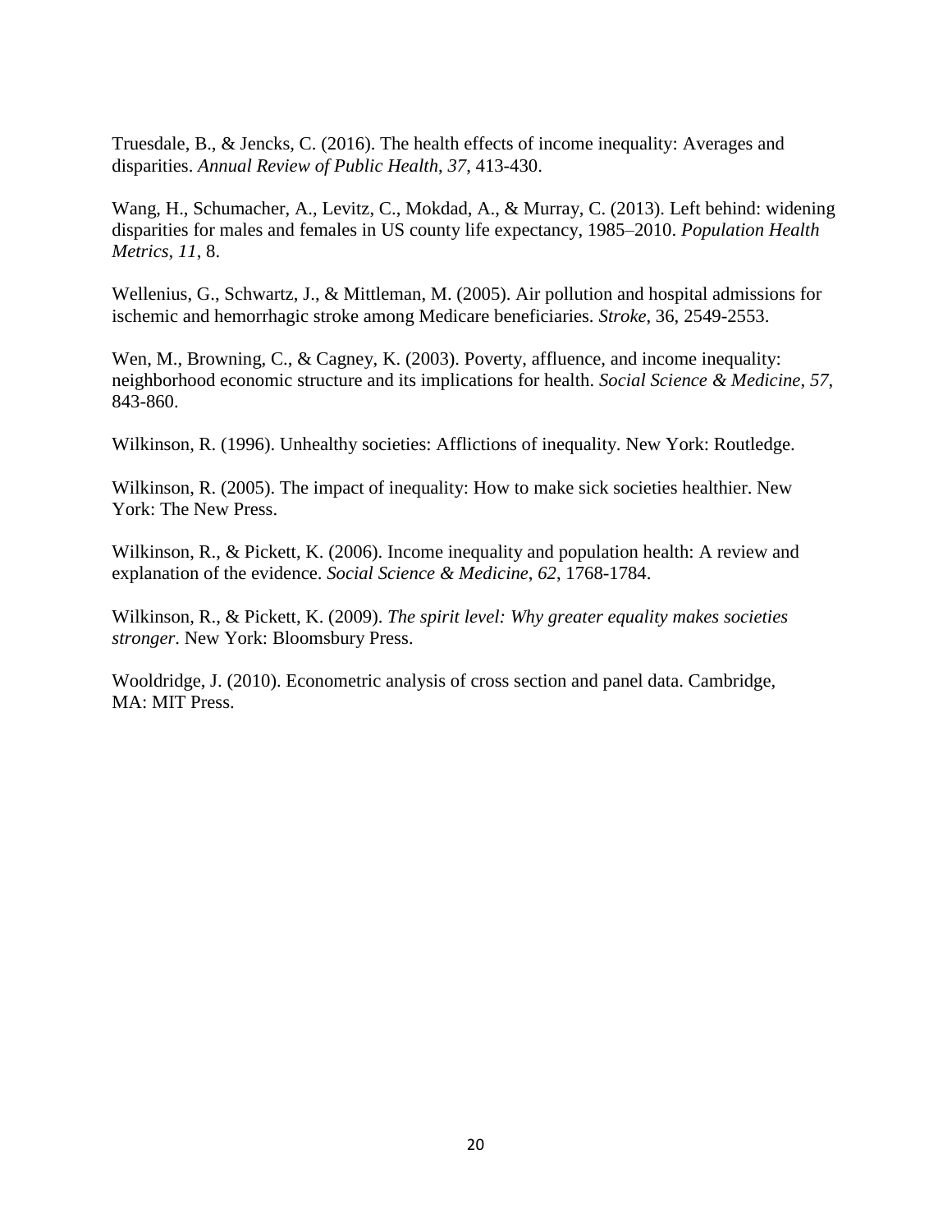Truesdale, B., & Jencks, C. (2016). The health effects of income inequality: Averages and disparities. *Annual Review of Public Health*, *37*, 413-430.

Wang, H., Schumacher, A., Levitz, C., Mokdad, A., & Murray, C. (2013). Left behind: widening disparities for males and females in US county life expectancy, 1985–2010. *Population Health Metrics*, *11*, 8.

Wellenius, G., Schwartz, J., & Mittleman, M. (2005). Air pollution and hospital admissions for ischemic and hemorrhagic stroke among Medicare beneficiaries. *Stroke*, 36, 2549-2553.

Wen, M., Browning, C., & Cagney, K. (2003). Poverty, affluence, and income inequality: neighborhood economic structure and its implications for health. *Social Science & Medicine*, *57*, 843-860.

Wilkinson, R. (1996). Unhealthy societies: Afflictions of inequality. New York: Routledge.

Wilkinson, R. (2005). The impact of inequality: How to make sick societies healthier. New York: The New Press.

Wilkinson, R., & Pickett, K. (2006). Income inequality and population health: A review and explanation of the evidence. *Social Science & Medicine*, *62*, 1768-1784.

Wilkinson, R., & Pickett, K. (2009). *The spirit level: Why greater equality makes societies stronger*. New York: Bloomsbury Press.

Wooldridge, J. (2010). Econometric analysis of cross section and panel data. Cambridge, MA: MIT Press.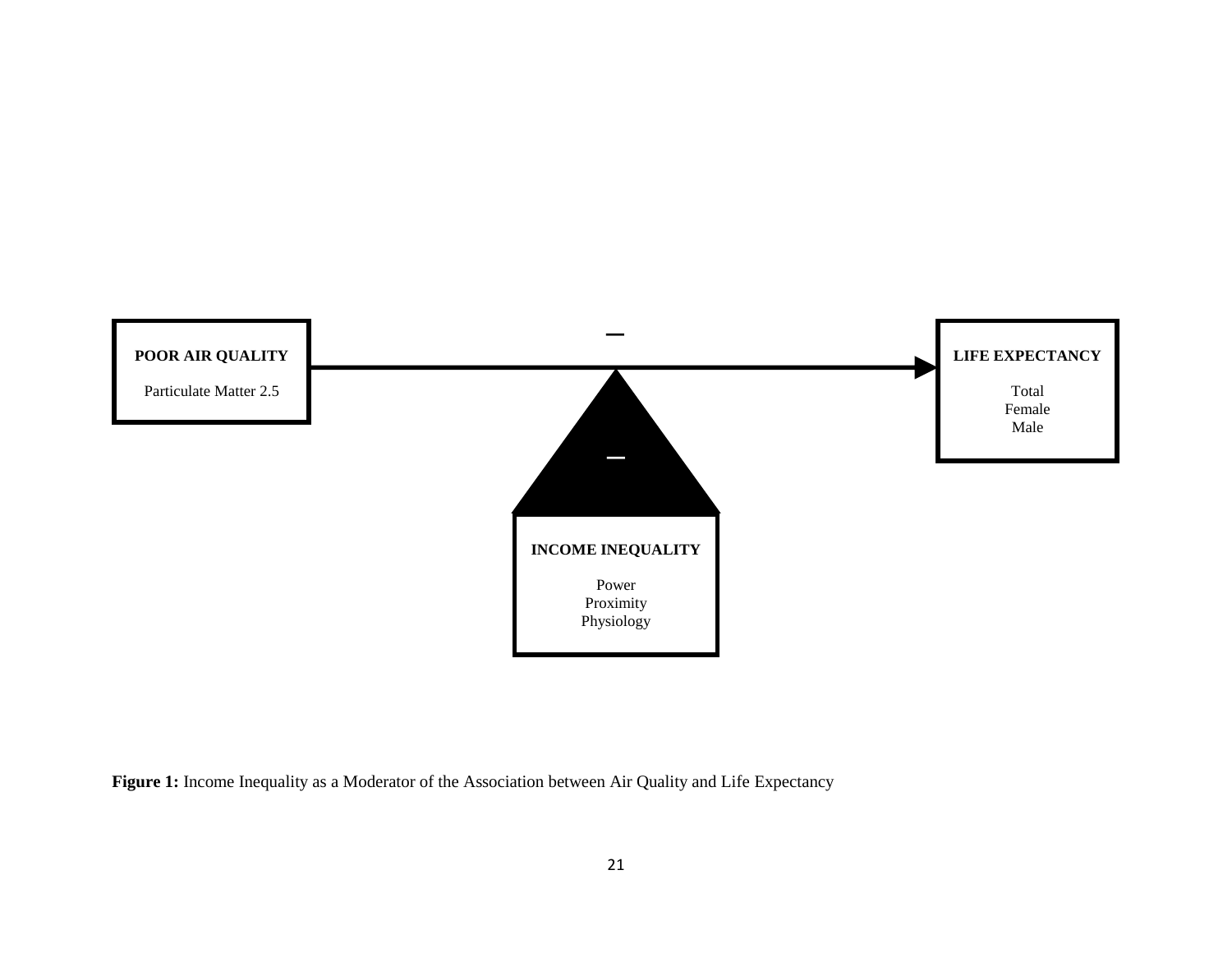POOR AIR QUALITY

Particulate Matter 2.5

–

LIFE EXPECTANCY

Total
Female
Male

–

INCOME INEQUALITY

Power
Proximity
Physiology

**Figure 1:** Income Inequality as a Moderator of the Association between Air Quality and Life Expectancy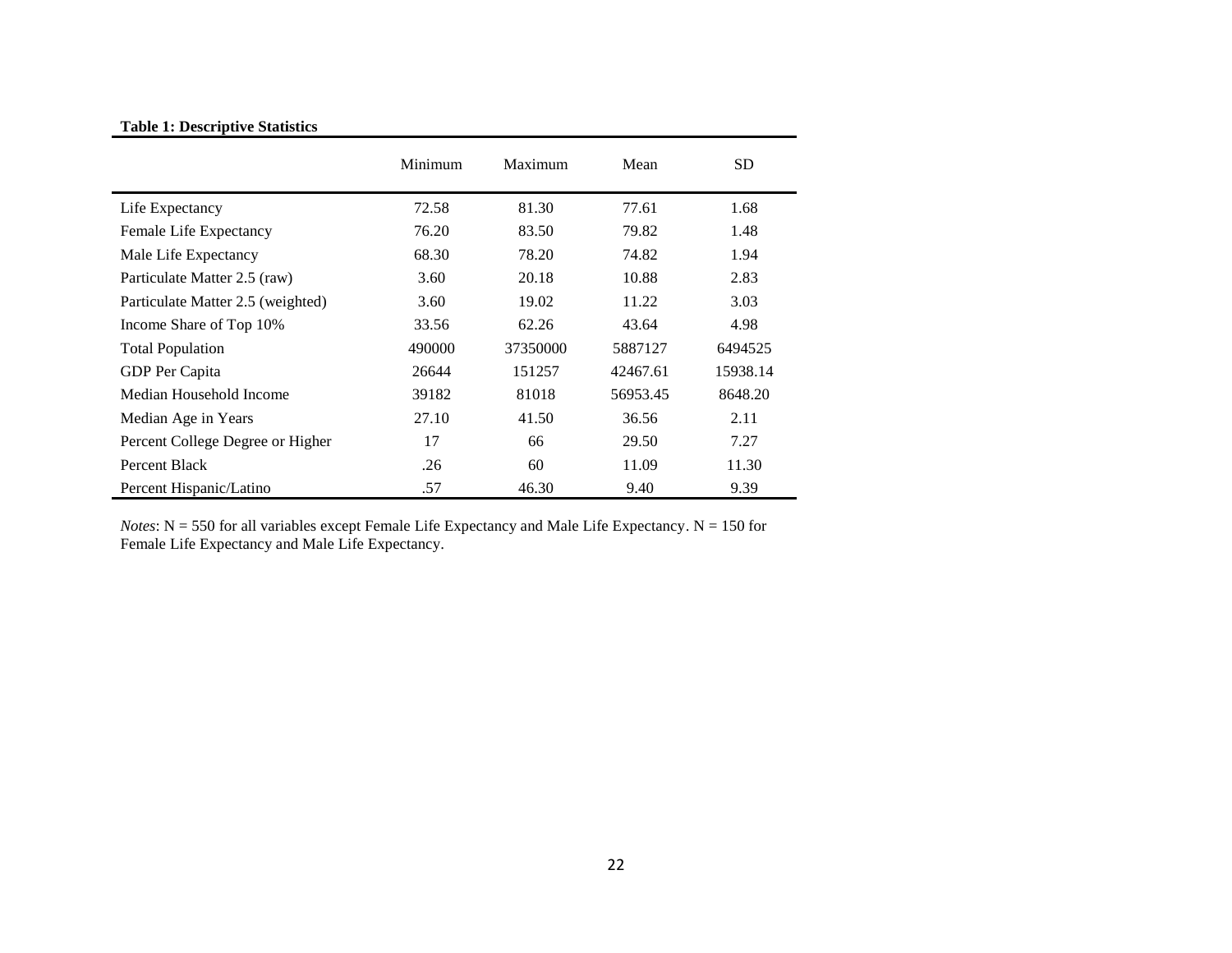**Table 1: Descriptive Statistics**

| | Minimum | Maximum | Mean | SD |
|---|---|---|---|---|
| Life Expectancy | 72.58 | 81.30 | 77.61 | 1.68 |
| Female Life Expectancy | 76.20 | 83.50 | 79.82 | 1.48 |
| Male Life Expectancy | 68.30 | 78.20 | 74.82 | 1.94 |
| Particulate Matter 2.5 (raw) | 3.60 | 20.18 | 10.88 | 2.83 |
| Particulate Matter 2.5 (weighted) | 3.60 | 19.02 | 11.22 | 3.03 |
| Income Share of Top 10% | 33.56 | 62.26 | 43.64 | 4.98 |
| Total Population | 490000 | 37350000 | 5887127 | 6494525 |
| GDP Per Capita | 26644 | 151257 | 42467.61 | 15938.14 |
| Median Household Income | 39182 | 81018 | 56953.45 | 8648.20 |
| Median Age in Years | 27.10 | 41.50 | 36.56 | 2.11 |
| Percent College Degree or Higher | 17 | 66 | 29.50 | 7.27 |
| Percent Black | .26 | 60 | 11.09 | 11.30 |
| Percent Hispanic/Latino | .57 | 46.30 | 9.40 | 9.39 |

*Notes*: N = 550 for all variables except Female Life Expectancy and Male Life Expectancy. N = 150 for Female Life Expectancy and Male Life Expectancy.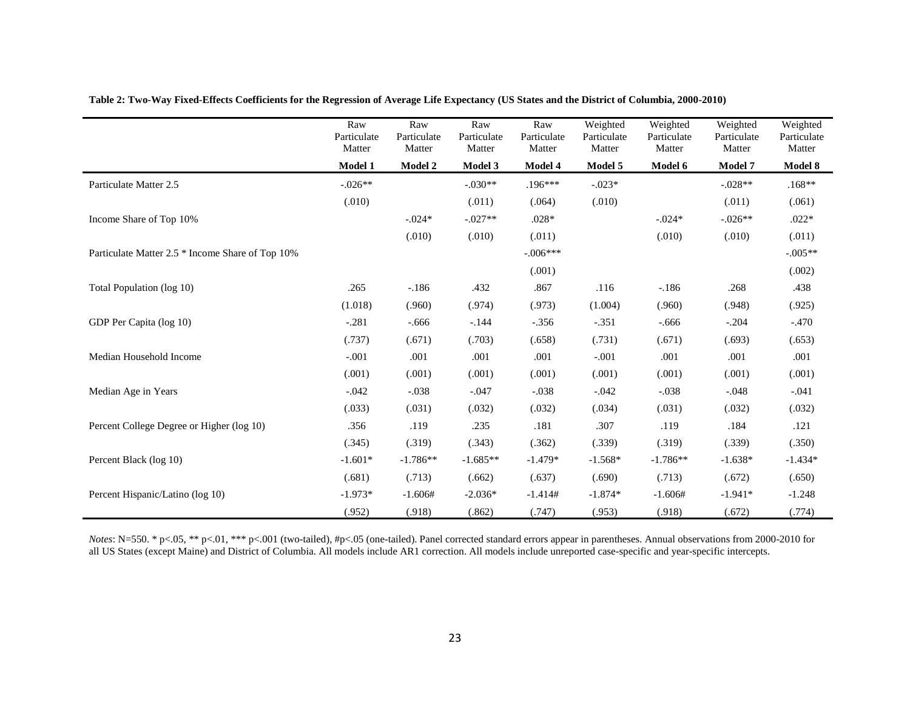**Table 2: Two-Way Fixed-Effects Coefficients for the Regression of Average Life Expectancy (US States and the District of Columbia, 2000-2010)**

| | Raw Particulate Matter | Raw Particulate Matter | Raw Particulate Matter | Raw Particulate Matter | Weighted Particulate Matter | Weighted Particulate Matter | Weighted Particulate Matter | Weighted Particulate Matter |
|---|---|---|---|---|---|---|---|---|
| | **Model 1** | **Model 2** | **Model 3** | **Model 4** | **Model 5** | **Model 6** | **Model 7** | **Model 8** |
| Particulate Matter 2.5 | -.026** | | -.030** | .196*** | -.023* | | -.028** | .168** |
| | (.010) | | (.011) | (.064) | (.010) | | (.011) | (.061) |
| Income Share of Top 10% | | -.024* | -.027** | .028* | | -.024* | -.026** | .022* |
| | | (.010) | (.010) | (.011) | | (.010) | (.010) | (.011) |
| Particulate Matter 2.5 * Income Share of Top 10% | | | | -.006*** | | | | -.005** |
| | | | | (.001) | | | | (.002) |
| Total Population (log 10) | .265 | -.186 | .432 | .867 | .116 | -.186 | .268 | .438 |
| | (1.018) | (.960) | (.974) | (.973) | (1.004) | (.960) | (.948) | (.925) |
| GDP Per Capita (log 10) | -.281 | -.666 | -.144 | -.356 | -.351 | -.666 | -.204 | -.470 |
| | (.737) | (.671) | (.703) | (.658) | (.731) | (.671) | (.693) | (.653) |
| Median Household Income | -.001 | .001 | .001 | .001 | -.001 | .001 | .001 | .001 |
| | (.001) | (.001) | (.001) | (.001) | (.001) | (.001) | (.001) | (.001) |
| Median Age in Years | -.042 | -.038 | -.047 | -.038 | -.042 | -.038 | -.048 | -.041 |
| | (.033) | (.031) | (.032) | (.032) | (.034) | (.031) | (.032) | (.032) |
| Percent College Degree or Higher (log 10) | .356 | .119 | .235 | .181 | .307 | .119 | .184 | .121 |
| | (.345) | (.319) | (.343) | (.362) | (.339) | (.319) | (.339) | (.350) |
| Percent Black (log 10) | -1.601* | -1.786** | -1.685** | -1.479* | -1.568* | -1.786** | -1.638* | -1.434* |
| | (.681) | (.713) | (.662) | (.637) | (.690) | (.713) | (.672) | (.650) |
| Percent Hispanic/Latino (log 10) | -1.973* | -1.606# | -2.036* | -1.414# | -1.874* | -1.606# | -1.941* | -1.248 |
| | (.952) | (.918) | (.862) | (.747) | (.953) | (.918) | (.672) | (.774) |

*Notes*: N=550. * p<.05, ** p<.01, *** p<.001 (two-tailed), #p<.05 (one-tailed). Panel corrected standard errors appear in parentheses. Annual observations from 2000-2010 for all US States (except Maine) and District of Columbia. All models include AR1 correction. All models include unreported case-specific and year-specific intercepts.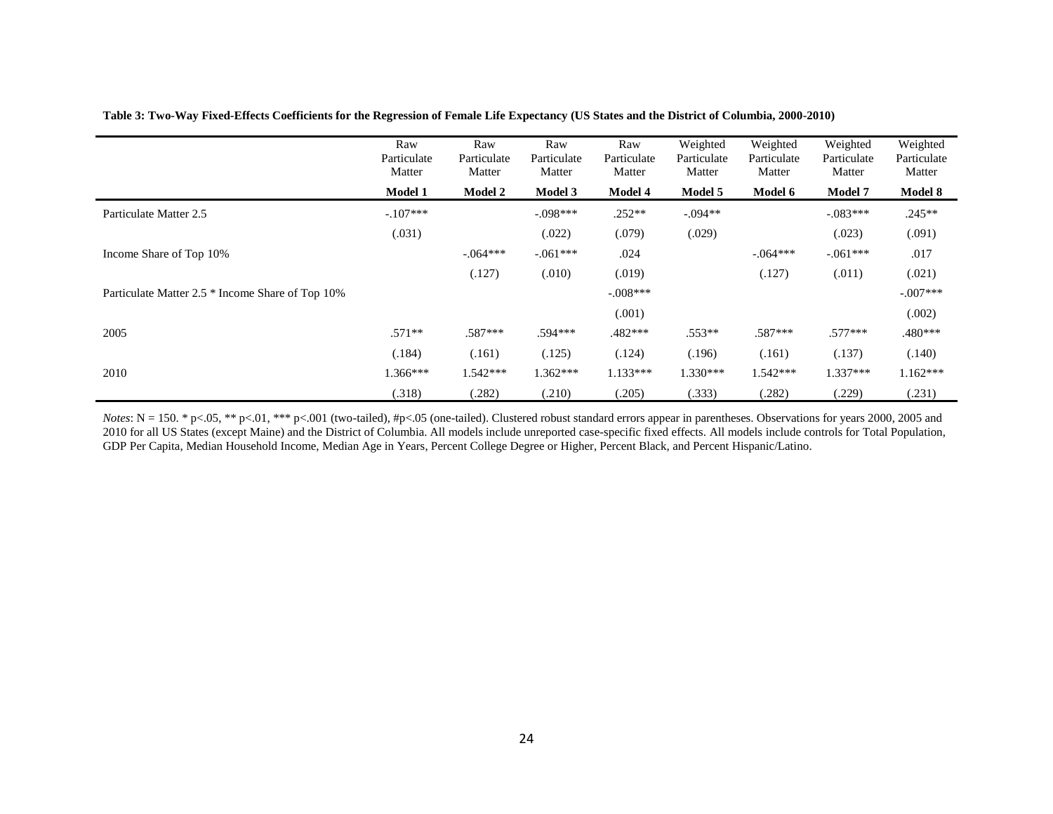**Table 3: Two-Way Fixed-Effects Coefficients for the Regression of Female Life Expectancy (US States and the District of Columbia, 2000-2010)**

| | Raw Particulate Matter | Raw Particulate Matter | Raw Particulate Matter | Raw Particulate Matter | Weighted Particulate Matter | Weighted Particulate Matter | Weighted Particulate Matter | Weighted Particulate Matter |
|---|---|---|---|---|---|---|---|---|
| | **Model 1** | **Model 2** | **Model 3** | **Model 4** | **Model 5** | **Model 6** | **Model 7** | **Model 8** |
| Particulate Matter 2.5 | -.107*** | | -.098*** | .252** | -.094** | | -.083*** | .245** |
| | (.031) | | (.022) | (.079) | (.029) | | (.023) | (.091) |
| Income Share of Top 10% | | -.064*** | -.061*** | .024 | | -.064*** | -.061*** | .017 |
| | | (.127) | (.010) | (.019) | | (.127) | (.011) | (.021) |
| Particulate Matter 2.5 * Income Share of Top 10% | | | | -.008*** | | | | -.007*** |
| | | | | (.001) | | | | (.002) |
| 2005 | .571** | .587*** | .594*** | .482*** | .553** | .587*** | .577*** | .480*** |
| | (.184) | (.161) | (.125) | (.124) | (.196) | (.161) | (.137) | (.140) |
| 2010 | 1.366*** | 1.542*** | 1.362*** | 1.133*** | 1.330*** | 1.542*** | 1.337*** | 1.162*** |
| | (.318) | (.282) | (.210) | (.205) | (.333) | (.282) | (.229) | (.231) |

*Notes*: N = 150. * p<.05, ** p<.01, *** p<.001 (two-tailed), #p<.05 (one-tailed). Clustered robust standard errors appear in parentheses. Observations for years 2000, 2005 and 2010 for all US States (except Maine) and the District of Columbia. All models include unreported case-specific fixed effects. All models include controls for Total Population, GDP Per Capita, Median Household Income, Median Age in Years, Percent College Degree or Higher, Percent Black, and Percent Hispanic/Latino.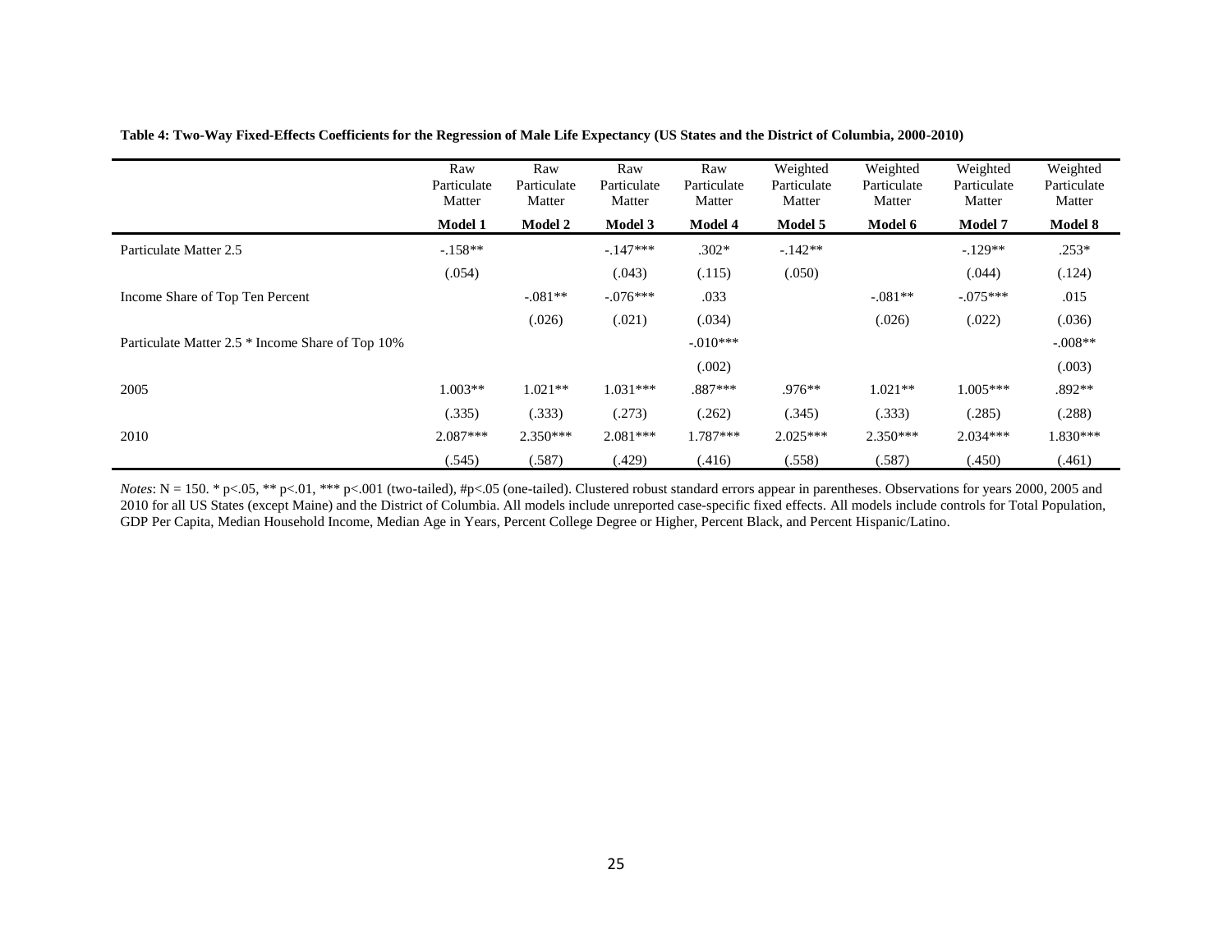**Table 4: Two-Way Fixed-Effects Coefficients for the Regression of Male Life Expectancy (US States and the District of Columbia, 2000-2010)**

| | Raw Particulate Matter | Raw Particulate Matter | Raw Particulate Matter | Raw Particulate Matter | Weighted Particulate Matter | Weighted Particulate Matter | Weighted Particulate Matter | Weighted Particulate Matter |
|---|---|---|---|---|---|---|---|---|
| | **Model 1** | **Model 2** | **Model 3** | **Model 4** | **Model 5** | **Model 6** | **Model 7** | **Model 8** |
| Particulate Matter 2.5 | -.158** | | -.147*** | .302* | -.142** | | -.129** | .253* |
| | (.054) | | (.043) | (.115) | (.050) | | (.044) | (.124) |
| Income Share of Top Ten Percent | | -.081** | -.076*** | .033 | | -.081** | -.075*** | .015 |
| | | (.026) | (.021) | (.034) | | (.026) | (.022) | (.036) |
| Particulate Matter 2.5 * Income Share of Top 10% | | | | -.010*** | | | | -.008** |
| | | | | (.002) | | | | (.003) |
| 2005 | 1.003** | 1.021** | 1.031*** | .887*** | .976** | 1.021** | 1.005*** | .892** |
| | (.335) | (.333) | (.273) | (.262) | (.345) | (.333) | (.285) | (.288) |
| 2010 | 2.087*** | 2.350*** | 2.081*** | 1.787*** | 2.025*** | 2.350*** | 2.034*** | 1.830*** |
| | (.545) | (.587) | (.429) | (.416) | (.558) | (.587) | (.450) | (.461) |

*Notes*: N = 150. * p<.05, ** p<.01, *** p<.001 (two-tailed), #p<.05 (one-tailed). Clustered robust standard errors appear in parentheses. Observations for years 2000, 2005 and 2010 for all US States (except Maine) and the District of Columbia. All models include unreported case-specific fixed effects. All models include controls for Total Population, GDP Per Capita, Median Household Income, Median Age in Years, Percent College Degree or Higher, Percent Black, and Percent Hispanic/Latino.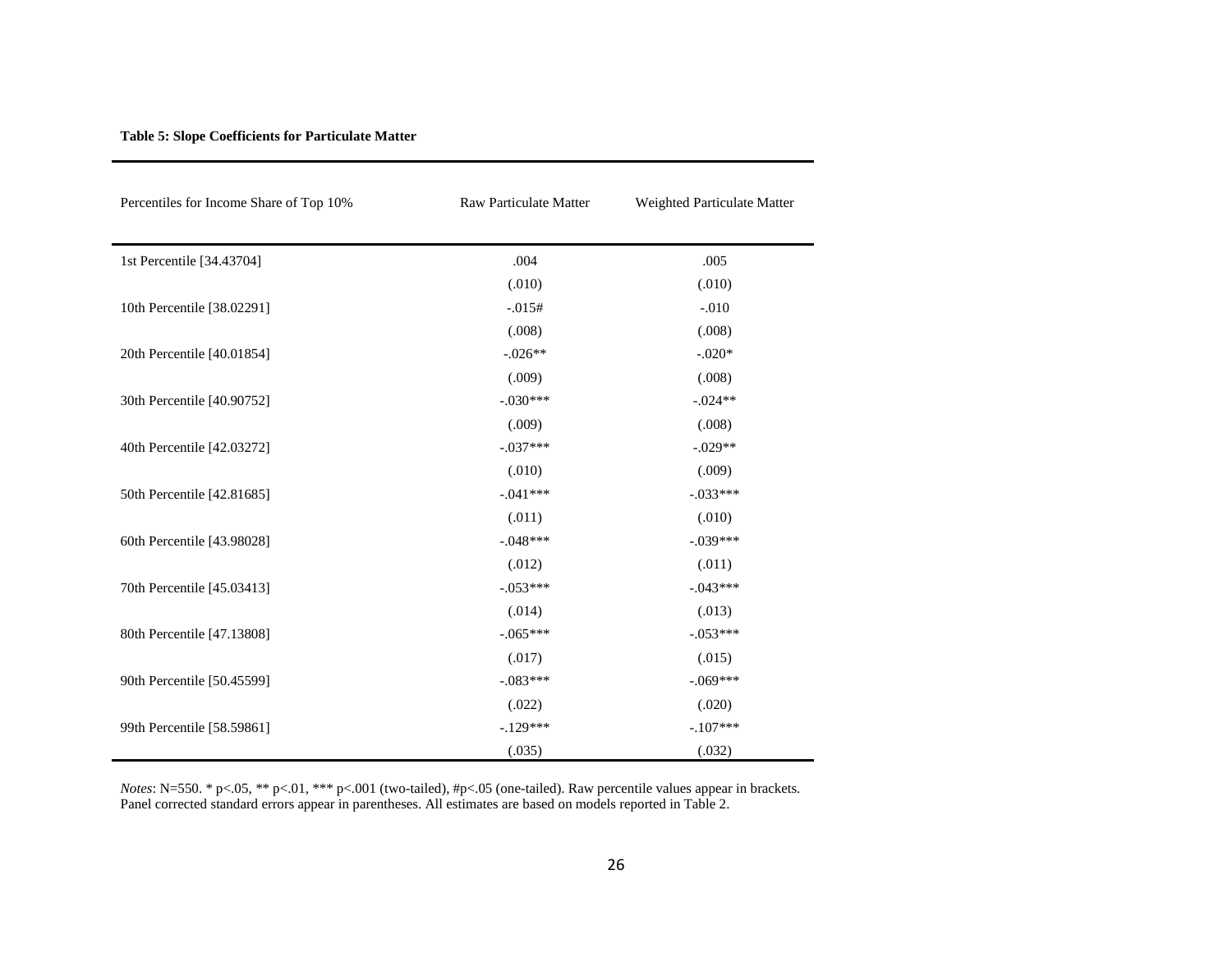**Table 5: Slope Coefficients for Particulate Matter**

| Percentiles for Income Share of Top 10% | Raw Particulate Matter | Weighted Particulate Matter |
|---|---|---|
| 1st Percentile [34.43704] | .004 | .005 |
| | (.010) | (.010) |
| 10th Percentile [38.02291] | -.015# | -.010 |
| | (.008) | (.008) |
| 20th Percentile [40.01854] | -.026** | -.020* |
| | (.009) | (.008) |
| 30th Percentile [40.90752] | -.030*** | -.024** |
| | (.009) | (.008) |
| 40th Percentile [42.03272] | -.037*** | -.029** |
| | (.010) | (.009) |
| 50th Percentile [42.81685] | -.041*** | -.033*** |
| | (.011) | (.010) |
| 60th Percentile [43.98028] | -.048*** | -.039*** |
| | (.012) | (.011) |
| 70th Percentile [45.03413] | -.053*** | -.043*** |
| | (.014) | (.013) |
| 80th Percentile [47.13808] | -.065*** | -.053*** |
| | (.017) | (.015) |
| 90th Percentile [50.45599] | -.083*** | -.069*** |
| | (.022) | (.020) |
| 99th Percentile [58.59861] | -.129*** | -.107*** |
| | (.035) | (.032) |

*Notes*: N=550. * $p<.05$, ** $p<.01$, *** $p<.001$ (two-tailed), # $p<.05$ (one-tailed). Raw percentile values appear in brackets. Panel corrected standard errors appear in parentheses. All estimates are based on models reported in Table 2.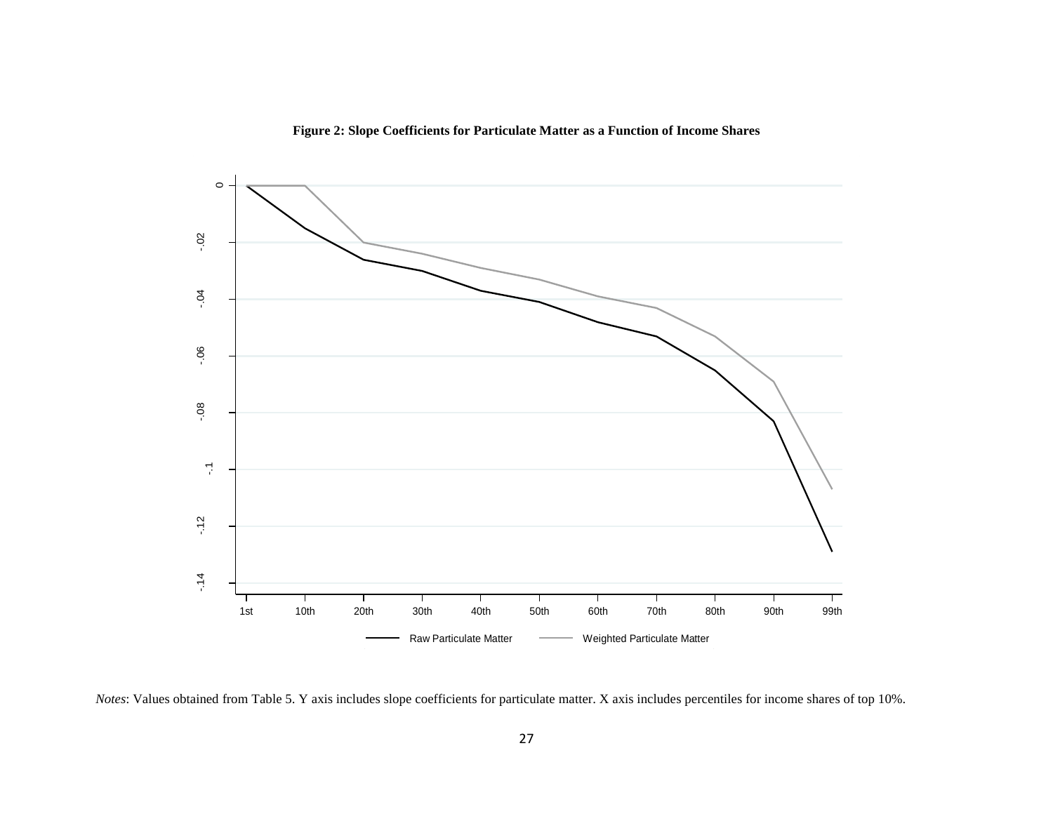**Figure 2: Slope Coefficients for Particulate Matter as a Function of Income Shares**

0
-.02
-.04
-.06
-.08
-.1
-.12
-.14

1st
10th
20th
30th
40th
50th
60th
70th
80th
90th
99th

Raw Particulate Matter
Weighted Particulate Matter

*Notes*: Values obtained from Table 5. Y axis includes slope coefficients for particulate matter. X axis includes percentiles for income shares of top 10%.